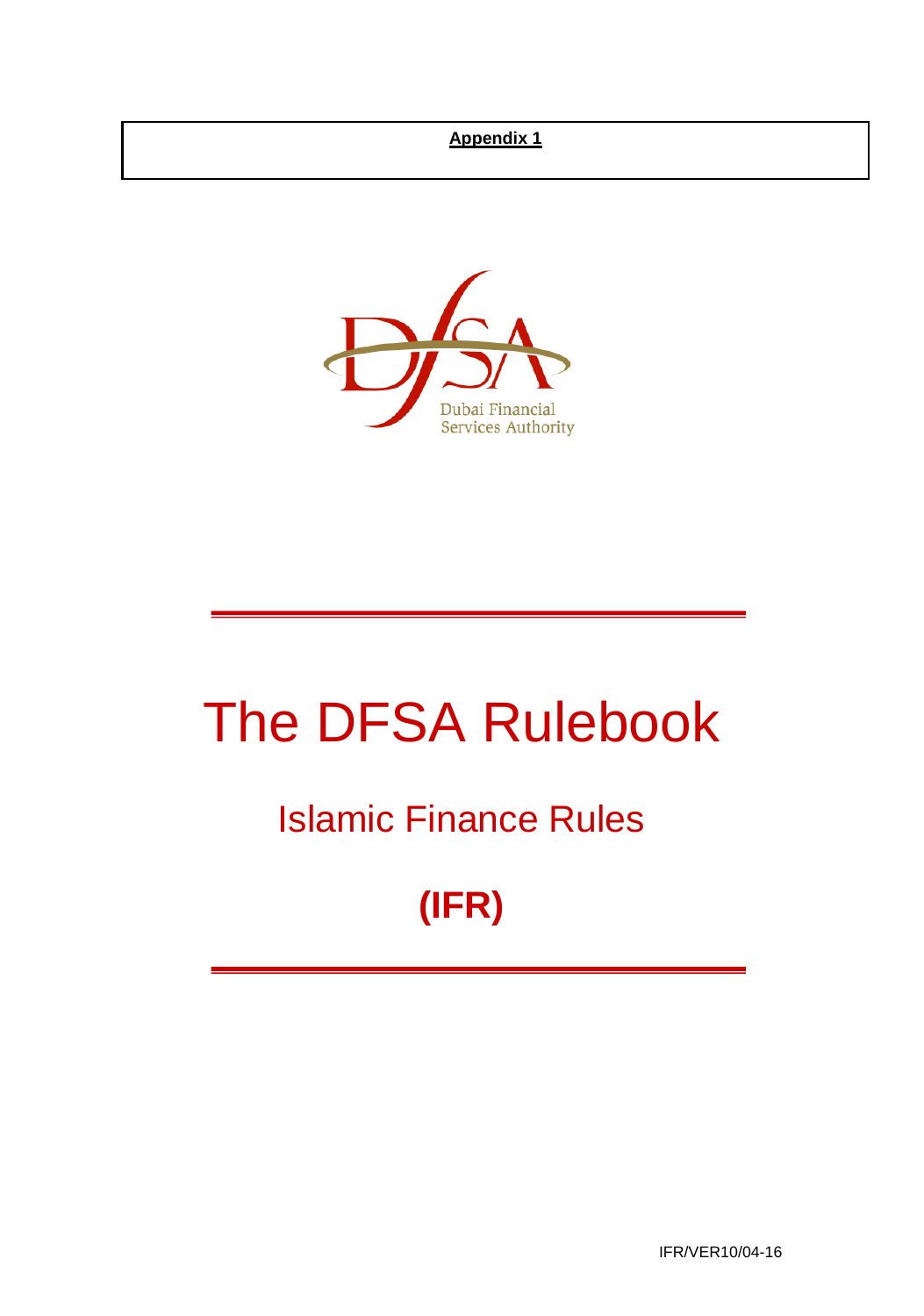**Appendix 1**

Dubai Financial Services Authority

# The DFSA Rulebook

## Islamic Finance Rules

## (IFR)

IFR/VER10/04-16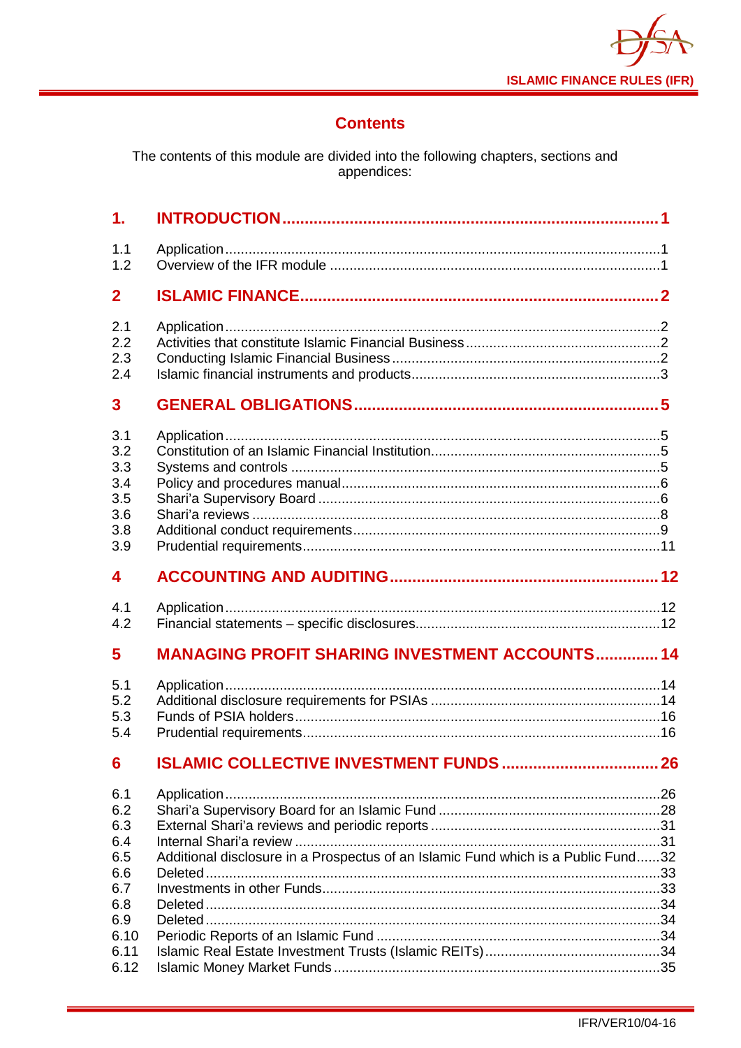## Contents

The contents of this module are divided into the following chapters, sections and appendices:

| | | |
|---|---|---|
| **1.** | **INTRODUCTION** | **1** |
| 1.1 | Application | 1 |
| 1.2 | Overview of the IFR module | 1 |
| **2** | **ISLAMIC FINANCE** | **2** |
| 2.1 | Application | 2 |
| 2.2 | Activities that constitute Islamic Financial Business | 2 |
| 2.3 | Conducting Islamic Financial Business | 2 |
| 2.4 | Islamic financial instruments and products | 3 |
| **3** | **GENERAL OBLIGATIONS** | **5** |
| 3.1 | Application | 5 |
| 3.2 | Constitution of an Islamic Financial Institution | 5 |
| 3.3 | Systems and controls | 5 |
| 3.4 | Policy and procedures manual | 6 |
| 3.5 | Shari'a Supervisory Board | 6 |
| 3.6 | Shari'a reviews | 8 |
| 3.8 | Additional conduct requirements | 9 |
| 3.9 | Prudential requirements | 11 |
| **4** | **ACCOUNTING AND AUDITING** | **12** |
| 4.1 | Application | 12 |
| 4.2 | Financial statements – specific disclosures | 12 |
| **5** | **MANAGING PROFIT SHARING INVESTMENT ACCOUNTS** | **14** |
| 5.1 | Application | 14 |
| 5.2 | Additional disclosure requirements for PSIAs | 14 |
| 5.3 | Funds of PSIA holders | 16 |
| 5.4 | Prudential requirements | 16 |
| **6** | **ISLAMIC COLLECTIVE INVESTMENT FUNDS** | **26** |
| 6.1 | Application | 26 |
| 6.2 | Shari'a Supervisory Board for an Islamic Fund | 28 |
| 6.3 | External Shari'a reviews and periodic reports | 31 |
| 6.4 | Internal Shari'a review | 31 |
| 6.5 | Additional disclosure in a Prospectus of an Islamic Fund which is a Public Fund | 32 |
| 6.6 | Deleted | 33 |
| 6.7 | Investments in other Funds | 33 |
| 6.8 | Deleted | 34 |
| 6.9 | Deleted | 34 |
| 6.10 | Periodic Reports of an Islamic Fund | 34 |
| 6.11 | Islamic Real Estate Investment Trusts (Islamic REITs) | 34 |
| 6.12 | Islamic Money Market Funds | 35 |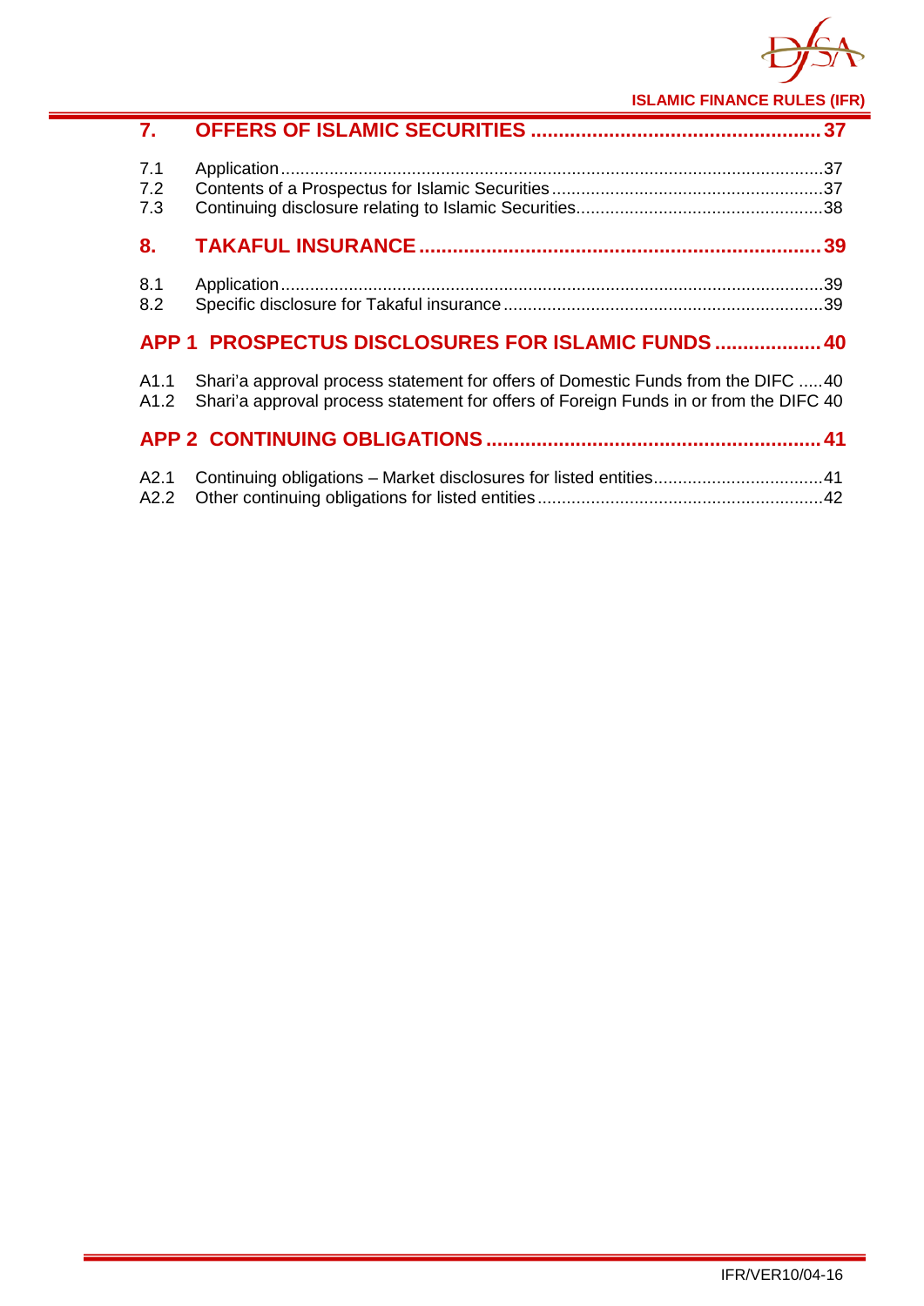**7. OFFERS OF ISLAMIC SECURITIES ........................................................ 37**

7.1 Application .......................................................................................................... 37
7.2 Contents of a Prospectus for Islamic Securities ................................................ 37
7.3 Continuing disclosure relating to Islamic Securities ........................................... 38

**8. TAKAFUL INSURANCE ........................................................................... 39**

8.1 Application .......................................................................................................... 39
8.2 Specific disclosure for Takaful insurance .......................................................... 39

**APP 1 PROSPECTUS DISCLOSURES FOR ISLAMIC FUNDS .................. 40**

A1.1 Shari'a approval process statement for offers of Domestic Funds from the DIFC ..... 40
A1.2 Shari'a approval process statement for offers of Foreign Funds in or from the DIFC 40

**APP 2 CONTINUING OBLIGATIONS ............................................................ 41**

A2.1 Continuing obligations – Market disclosures for listed entities ............................ 41
A2.2 Other continuing obligations for listed entities .................................................. 42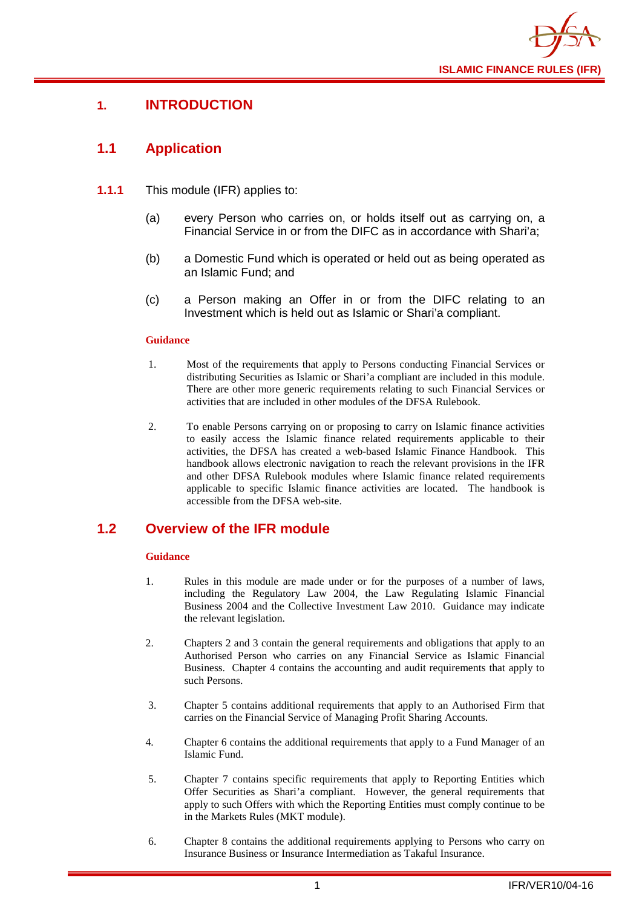# 1. INTRODUCTION

## 1.1 Application

**1.1.1** This module (IFR) applies to:

(a) every Person who carries on, or holds itself out as carrying on, a Financial Service in or from the DIFC as in accordance with Shari'a;

(b) a Domestic Fund which is operated or held out as being operated as an Islamic Fund; and

(c) a Person making an Offer in or from the DIFC relating to an Investment which is held out as Islamic or Shari'a compliant.

**Guidance**

1. Most of the requirements that apply to Persons conducting Financial Services or distributing Securities as Islamic or Shari'a compliant are included in this module. There are other more generic requirements relating to such Financial Services or activities that are included in other modules of the DFSA Rulebook.

2. To enable Persons carrying on or proposing to carry on Islamic finance activities to easily access the Islamic finance related requirements applicable to their activities, the DFSA has created a web-based Islamic Finance Handbook. This handbook allows electronic navigation to reach the relevant provisions in the IFR and other DFSA Rulebook modules where Islamic finance related requirements applicable to specific Islamic finance activities are located. The handbook is accessible from the DFSA web-site.

## 1.2 Overview of the IFR module

**Guidance**

1. Rules in this module are made under or for the purposes of a number of laws, including the Regulatory Law 2004, the Law Regulating Islamic Financial Business 2004 and the Collective Investment Law 2010. Guidance may indicate the relevant legislation.

2. Chapters 2 and 3 contain the general requirements and obligations that apply to an Authorised Person who carries on any Financial Service as Islamic Financial Business. Chapter 4 contains the accounting and audit requirements that apply to such Persons.

3. Chapter 5 contains additional requirements that apply to an Authorised Firm that carries on the Financial Service of Managing Profit Sharing Accounts.

4. Chapter 6 contains the additional requirements that apply to a Fund Manager of an Islamic Fund.

5. Chapter 7 contains specific requirements that apply to Reporting Entities which Offer Securities as Shari'a compliant. However, the general requirements that apply to such Offers with which the Reporting Entities must comply continue to be in the Markets Rules (MKT module).

6. Chapter 8 contains the additional requirements applying to Persons who carry on Insurance Business or Insurance Intermediation as Takaful Insurance.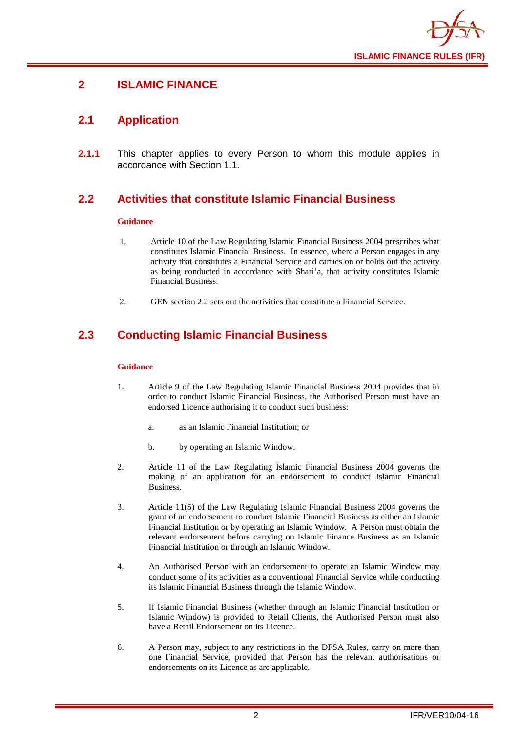# 2 ISLAMIC FINANCE

## 2.1 Application

**2.1.1** This chapter applies to every Person to whom this module applies in accordance with Section 1.1.

## 2.2 Activities that constitute Islamic Financial Business

**Guidance**

1. Article 10 of the Law Regulating Islamic Financial Business 2004 prescribes what constitutes Islamic Financial Business. In essence, where a Person engages in any activity that constitutes a Financial Service and carries on or holds out the activity as being conducted in accordance with Shari'a, that activity constitutes Islamic Financial Business.

2. GEN section 2.2 sets out the activities that constitute a Financial Service.

## 2.3 Conducting Islamic Financial Business

**Guidance**

1. Article 9 of the Law Regulating Islamic Financial Business 2004 provides that in order to conduct Islamic Financial Business, the Authorised Person must have an endorsed Licence authorising it to conduct such business:

   a. as an Islamic Financial Institution; or

   b. by operating an Islamic Window.

2. Article 11 of the Law Regulating Islamic Financial Business 2004 governs the making of an application for an endorsement to conduct Islamic Financial Business.

3. Article 11(5) of the Law Regulating Islamic Financial Business 2004 governs the grant of an endorsement to conduct Islamic Financial Business as either an Islamic Financial Institution or by operating an Islamic Window. A Person must obtain the relevant endorsement before carrying on Islamic Finance Business as an Islamic Financial Institution or through an Islamic Window.

4. An Authorised Person with an endorsement to operate an Islamic Window may conduct some of its activities as a conventional Financial Service while conducting its Islamic Financial Business through the Islamic Window.

5. If Islamic Financial Business (whether through an Islamic Financial Institution or Islamic Window) is provided to Retail Clients, the Authorised Person must also have a Retail Endorsement on its Licence.

6. A Person may, subject to any restrictions in the DFSA Rules, carry on more than one Financial Service, provided that Person has the relevant authorisations or endorsements on its Licence as are applicable.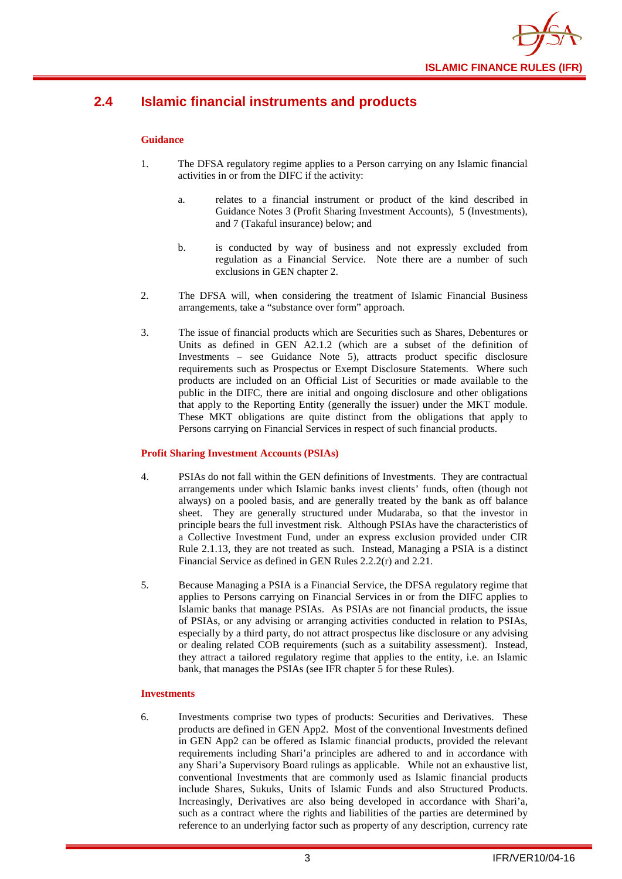## 2.4 Islamic financial instruments and products

**Guidance**

1. The DFSA regulatory regime applies to a Person carrying on any Islamic financial activities in or from the DIFC if the activity:

   a. relates to a financial instrument or product of the kind described in Guidance Notes 3 (Profit Sharing Investment Accounts), 5 (Investments), and 7 (Takaful insurance) below; and

   b. is conducted by way of business and not expressly excluded from regulation as a Financial Service. Note there are a number of such exclusions in GEN chapter 2.

2. The DFSA will, when considering the treatment of Islamic Financial Business arrangements, take a "substance over form" approach.

3. The issue of financial products which are Securities such as Shares, Debentures or Units as defined in GEN A2.1.2 (which are a subset of the definition of Investments – see Guidance Note 5), attracts product specific disclosure requirements such as Prospectus or Exempt Disclosure Statements. Where such products are included on an Official List of Securities or made available to the public in the DIFC, there are initial and ongoing disclosure and other obligations that apply to the Reporting Entity (generally the issuer) under the MKT module. These MKT obligations are quite distinct from the obligations that apply to Persons carrying on Financial Services in respect of such financial products.

**Profit Sharing Investment Accounts (PSIAs)**

4. PSIAs do not fall within the GEN definitions of Investments. They are contractual arrangements under which Islamic banks invest clients' funds, often (though not always) on a pooled basis, and are generally treated by the bank as off balance sheet. They are generally structured under Mudaraba, so that the investor in principle bears the full investment risk. Although PSIAs have the characteristics of a Collective Investment Fund, under an express exclusion provided under CIR Rule 2.1.13, they are not treated as such. Instead, Managing a PSIA is a distinct Financial Service as defined in GEN Rules 2.2.2(r) and 2.21.

5. Because Managing a PSIA is a Financial Service, the DFSA regulatory regime that applies to Persons carrying on Financial Services in or from the DIFC applies to Islamic banks that manage PSIAs. As PSIAs are not financial products, the issue of PSIAs, or any advising or arranging activities conducted in relation to PSIAs, especially by a third party, do not attract prospectus like disclosure or any advising or dealing related COB requirements (such as a suitability assessment). Instead, they attract a tailored regulatory regime that applies to the entity, i.e. an Islamic bank, that manages the PSIAs (see IFR chapter 5 for these Rules).

**Investments**

6. Investments comprise two types of products: Securities and Derivatives. These products are defined in GEN App2. Most of the conventional Investments defined in GEN App2 can be offered as Islamic financial products, provided the relevant requirements including Shari'a principles are adhered to and in accordance with any Shari'a Supervisory Board rulings as applicable. While not an exhaustive list, conventional Investments that are commonly used as Islamic financial products include Shares, Sukuks, Units of Islamic Funds and also Structured Products. Increasingly, Derivatives are also being developed in accordance with Shari'a, such as a contract where the rights and liabilities of the parties are determined by reference to an underlying factor such as property of any description, currency rate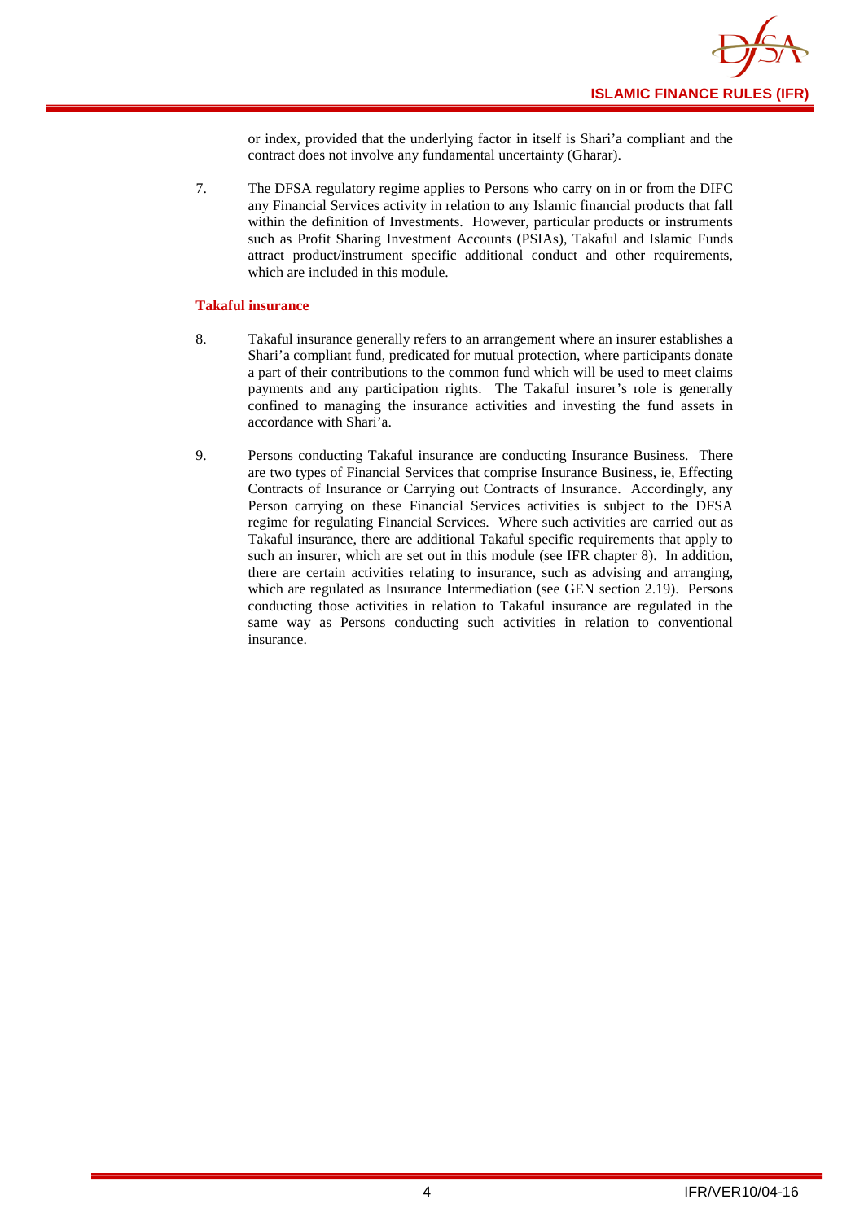or index, provided that the underlying factor in itself is Shari'a compliant and the contract does not involve any fundamental uncertainty (Gharar).

7. The DFSA regulatory regime applies to Persons who carry on in or from the DIFC any Financial Services activity in relation to any Islamic financial products that fall within the definition of Investments. However, particular products or instruments such as Profit Sharing Investment Accounts (PSIAs), Takaful and Islamic Funds attract product/instrument specific additional conduct and other requirements, which are included in this module.

### Takaful insurance

8. Takaful insurance generally refers to an arrangement where an insurer establishes a Shari'a compliant fund, predicated for mutual protection, where participants donate a part of their contributions to the common fund which will be used to meet claims payments and any participation rights. The Takaful insurer's role is generally confined to managing the insurance activities and investing the fund assets in accordance with Shari'a.

9. Persons conducting Takaful insurance are conducting Insurance Business. There are two types of Financial Services that comprise Insurance Business, ie, Effecting Contracts of Insurance or Carrying out Contracts of Insurance. Accordingly, any Person carrying on these Financial Services activities is subject to the DFSA regime for regulating Financial Services. Where such activities are carried out as Takaful insurance, there are additional Takaful specific requirements that apply to such an insurer, which are set out in this module (see IFR chapter 8). In addition, there are certain activities relating to insurance, such as advising and arranging, which are regulated as Insurance Intermediation (see GEN section 2.19). Persons conducting those activities in relation to Takaful insurance are regulated in the same way as Persons conducting such activities in relation to conventional insurance.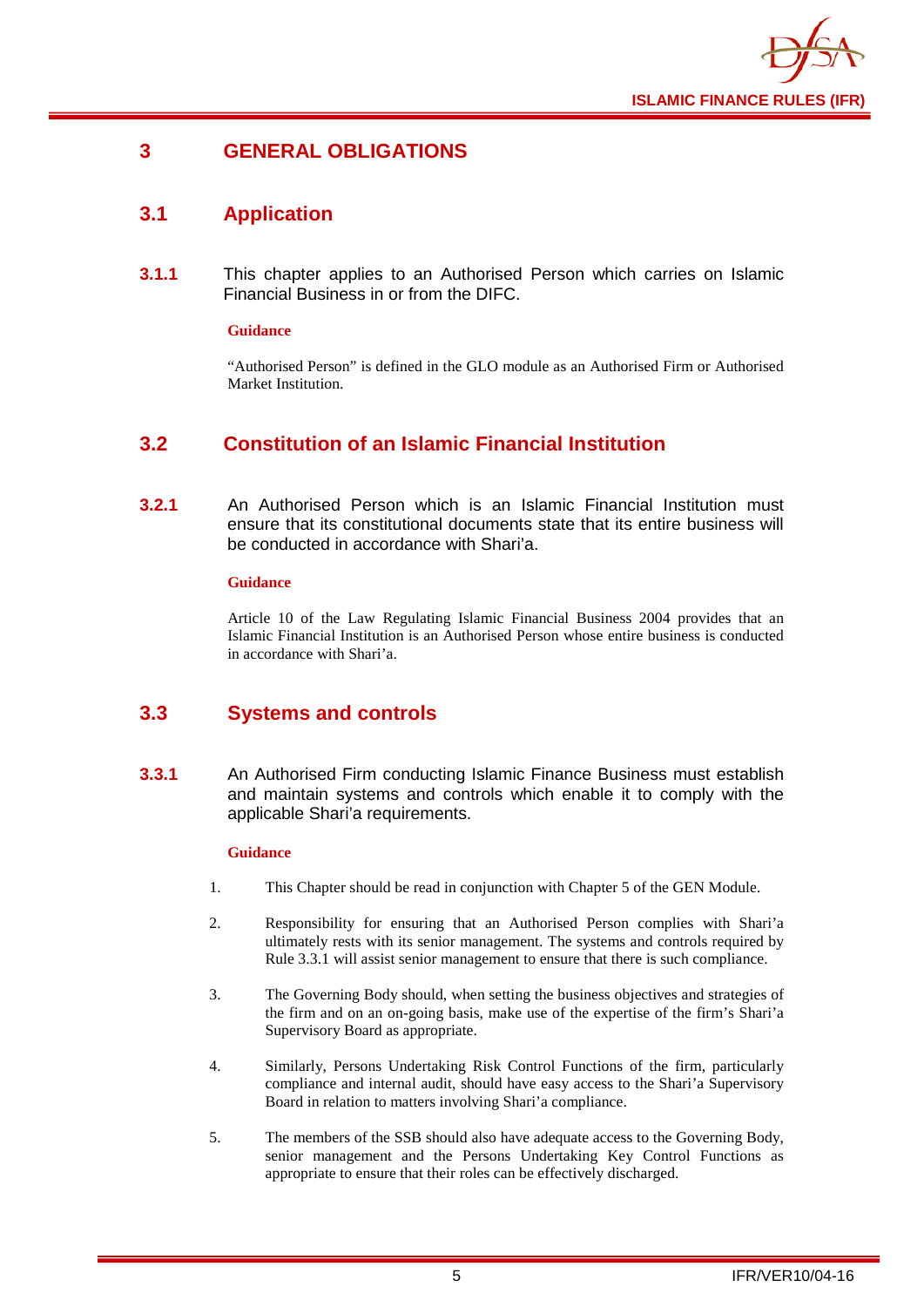# 3 GENERAL OBLIGATIONS

## 3.1 Application

**3.1.1** This chapter applies to an Authorised Person which carries on Islamic Financial Business in or from the DIFC.

**Guidance**

"Authorised Person" is defined in the GLO module as an Authorised Firm or Authorised Market Institution.

## 3.2 Constitution of an Islamic Financial Institution

**3.2.1** An Authorised Person which is an Islamic Financial Institution must ensure that its constitutional documents state that its entire business will be conducted in accordance with Shari'a.

**Guidance**

Article 10 of the Law Regulating Islamic Financial Business 2004 provides that an Islamic Financial Institution is an Authorised Person whose entire business is conducted in accordance with Shari'a.

## 3.3 Systems and controls

**3.3.1** An Authorised Firm conducting Islamic Finance Business must establish and maintain systems and controls which enable it to comply with the applicable Shari'a requirements.

**Guidance**

1. This Chapter should be read in conjunction with Chapter 5 of the GEN Module.
2. Responsibility for ensuring that an Authorised Person complies with Shari'a ultimately rests with its senior management. The systems and controls required by Rule 3.3.1 will assist senior management to ensure that there is such compliance.
3. The Governing Body should, when setting the business objectives and strategies of the firm and on an on-going basis, make use of the expertise of the firm's Shari'a Supervisory Board as appropriate.
4. Similarly, Persons Undertaking Risk Control Functions of the firm, particularly compliance and internal audit, should have easy access to the Shari'a Supervisory Board in relation to matters involving Shari'a compliance.
5. The members of the SSB should also have adequate access to the Governing Body, senior management and the Persons Undertaking Key Control Functions as appropriate to ensure that their roles can be effectively discharged.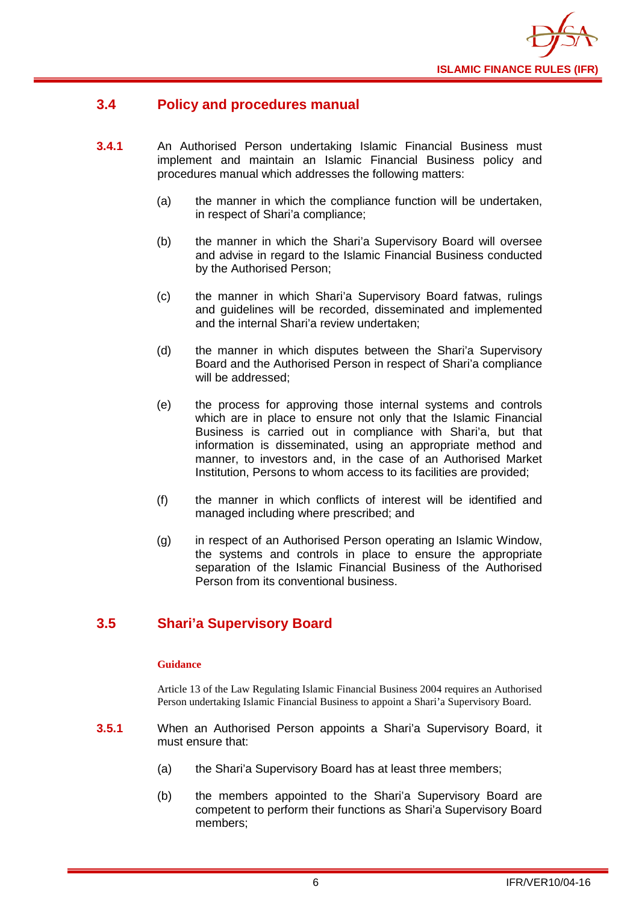## 3.4 Policy and procedures manual

**3.4.1** An Authorised Person undertaking Islamic Financial Business must implement and maintain an Islamic Financial Business policy and procedures manual which addresses the following matters:

(a) the manner in which the compliance function will be undertaken, in respect of Shari'a compliance;

(b) the manner in which the Shari'a Supervisory Board will oversee and advise in regard to the Islamic Financial Business conducted by the Authorised Person;

(c) the manner in which Shari'a Supervisory Board fatwas, rulings and guidelines will be recorded, disseminated and implemented and the internal Shari'a review undertaken;

(d) the manner in which disputes between the Shari'a Supervisory Board and the Authorised Person in respect of Shari'a compliance will be addressed;

(e) the process for approving those internal systems and controls which are in place to ensure not only that the Islamic Financial Business is carried out in compliance with Shari'a, but that information is disseminated, using an appropriate method and manner, to investors and, in the case of an Authorised Market Institution, Persons to whom access to its facilities are provided;

(f) the manner in which conflicts of interest will be identified and managed including where prescribed; and

(g) in respect of an Authorised Person operating an Islamic Window, the systems and controls in place to ensure the appropriate separation of the Islamic Financial Business of the Authorised Person from its conventional business.

## 3.5 Shari'a Supervisory Board

**Guidance**

Article 13 of the Law Regulating Islamic Financial Business 2004 requires an Authorised Person undertaking Islamic Financial Business to appoint a Shari'a Supervisory Board.

**3.5.1** When an Authorised Person appoints a Shari'a Supervisory Board, it must ensure that:

(a) the Shari'a Supervisory Board has at least three members;

(b) the members appointed to the Shari'a Supervisory Board are competent to perform their functions as Shari'a Supervisory Board members;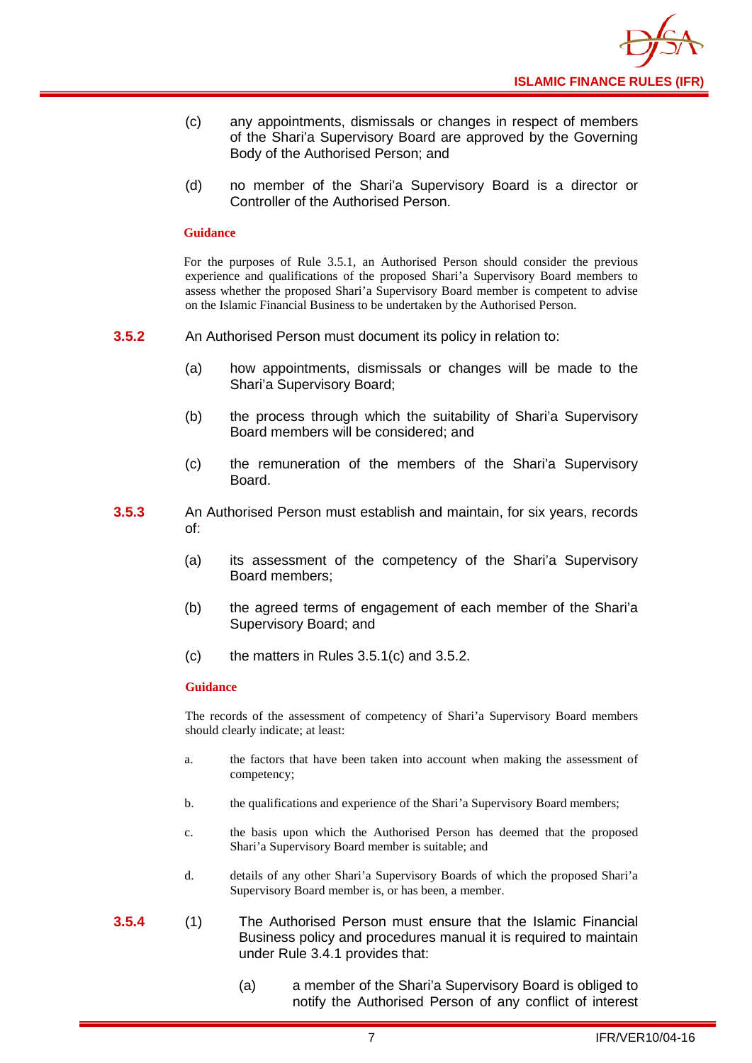(c) any appointments, dismissals or changes in respect of members of the Shari'a Supervisory Board are approved by the Governing Body of the Authorised Person; and

(d) no member of the Shari'a Supervisory Board is a director or Controller of the Authorised Person.

**Guidance**

For the purposes of Rule 3.5.1, an Authorised Person should consider the previous experience and qualifications of the proposed Shari'a Supervisory Board members to assess whether the proposed Shari'a Supervisory Board member is competent to advise on the Islamic Financial Business to be undertaken by the Authorised Person.

**3.5.2** An Authorised Person must document its policy in relation to:

(a) how appointments, dismissals or changes will be made to the Shari'a Supervisory Board;

(b) the process through which the suitability of Shari'a Supervisory Board members will be considered; and

(c) the remuneration of the members of the Shari'a Supervisory Board.

**3.5.3** An Authorised Person must establish and maintain, for six years, records of:

(a) its assessment of the competency of the Shari'a Supervisory Board members;

(b) the agreed terms of engagement of each member of the Shari'a Supervisory Board; and

(c) the matters in Rules 3.5.1(c) and 3.5.2.

**Guidance**

The records of the assessment of competency of Shari'a Supervisory Board members should clearly indicate; at least:

a. the factors that have been taken into account when making the assessment of competency;

b. the qualifications and experience of the Shari'a Supervisory Board members;

c. the basis upon which the Authorised Person has deemed that the proposed Shari'a Supervisory Board member is suitable; and

d. details of any other Shari'a Supervisory Boards of which the proposed Shari'a Supervisory Board member is, or has been, a member.

**3.5.4** (1) The Authorised Person must ensure that the Islamic Financial Business policy and procedures manual it is required to maintain under Rule 3.4.1 provides that:

(a) a member of the Shari'a Supervisory Board is obliged to notify the Authorised Person of any conflict of interest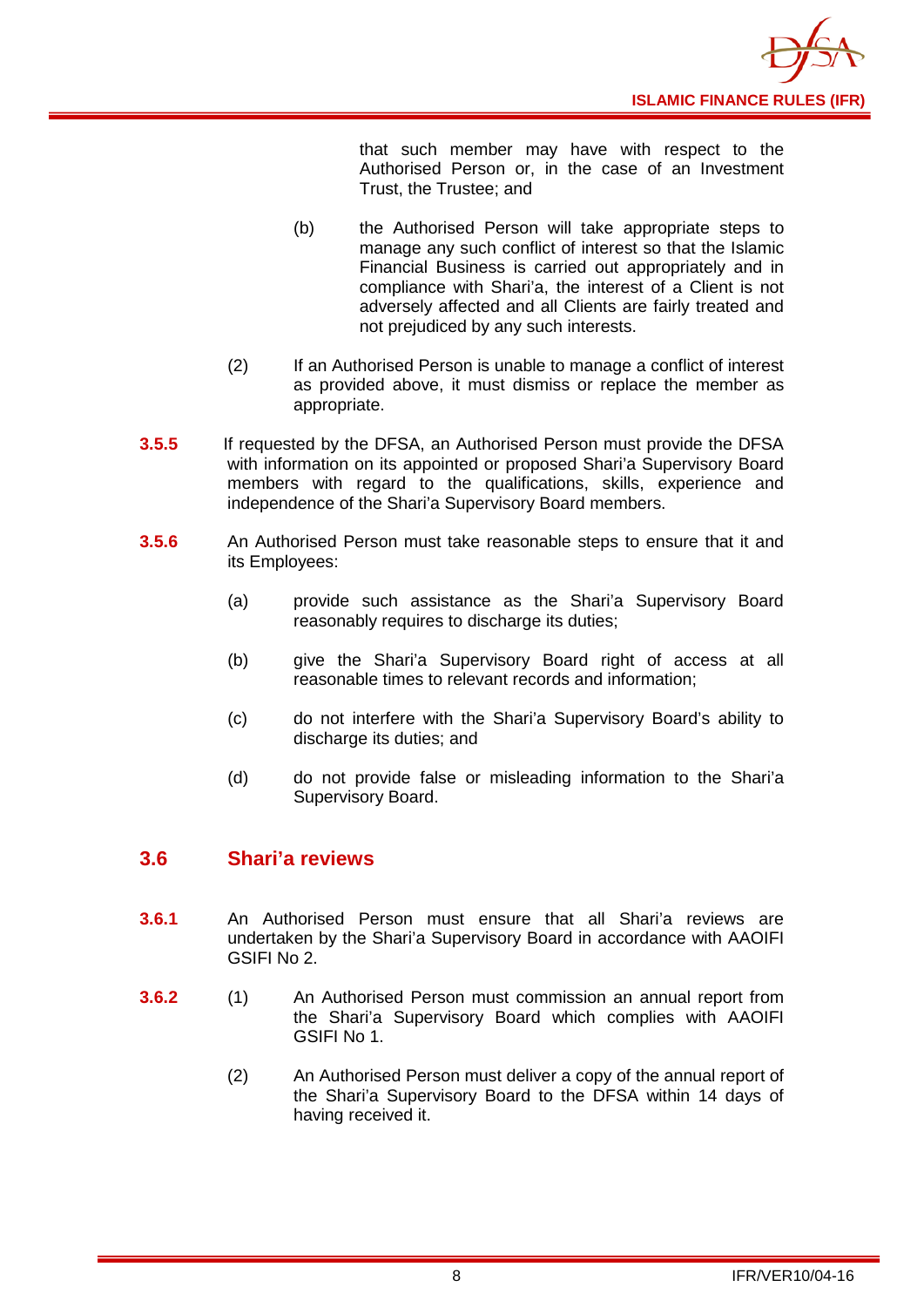that such member may have with respect to the Authorised Person or, in the case of an Investment Trust, the Trustee; and

(b) the Authorised Person will take appropriate steps to manage any such conflict of interest so that the Islamic Financial Business is carried out appropriately and in compliance with Shari'a, the interest of a Client is not adversely affected and all Clients are fairly treated and not prejudiced by any such interests.

(2) If an Authorised Person is unable to manage a conflict of interest as provided above, it must dismiss or replace the member as appropriate.

**3.5.5** If requested by the DFSA, an Authorised Person must provide the DFSA with information on its appointed or proposed Shari'a Supervisory Board members with regard to the qualifications, skills, experience and independence of the Shari'a Supervisory Board members.

**3.5.6** An Authorised Person must take reasonable steps to ensure that it and its Employees:

(a) provide such assistance as the Shari'a Supervisory Board reasonably requires to discharge its duties;

(b) give the Shari'a Supervisory Board right of access at all reasonable times to relevant records and information;

(c) do not interfere with the Shari'a Supervisory Board's ability to discharge its duties; and

(d) do not provide false or misleading information to the Shari'a Supervisory Board.

## 3.6 Shari'a reviews

**3.6.1** An Authorised Person must ensure that all Shari'a reviews are undertaken by the Shari'a Supervisory Board in accordance with AAOIFI GSIFI No 2.

**3.6.2** (1) An Authorised Person must commission an annual report from the Shari'a Supervisory Board which complies with AAOIFI GSIFI No 1.

(2) An Authorised Person must deliver a copy of the annual report of the Shari'a Supervisory Board to the DFSA within 14 days of having received it.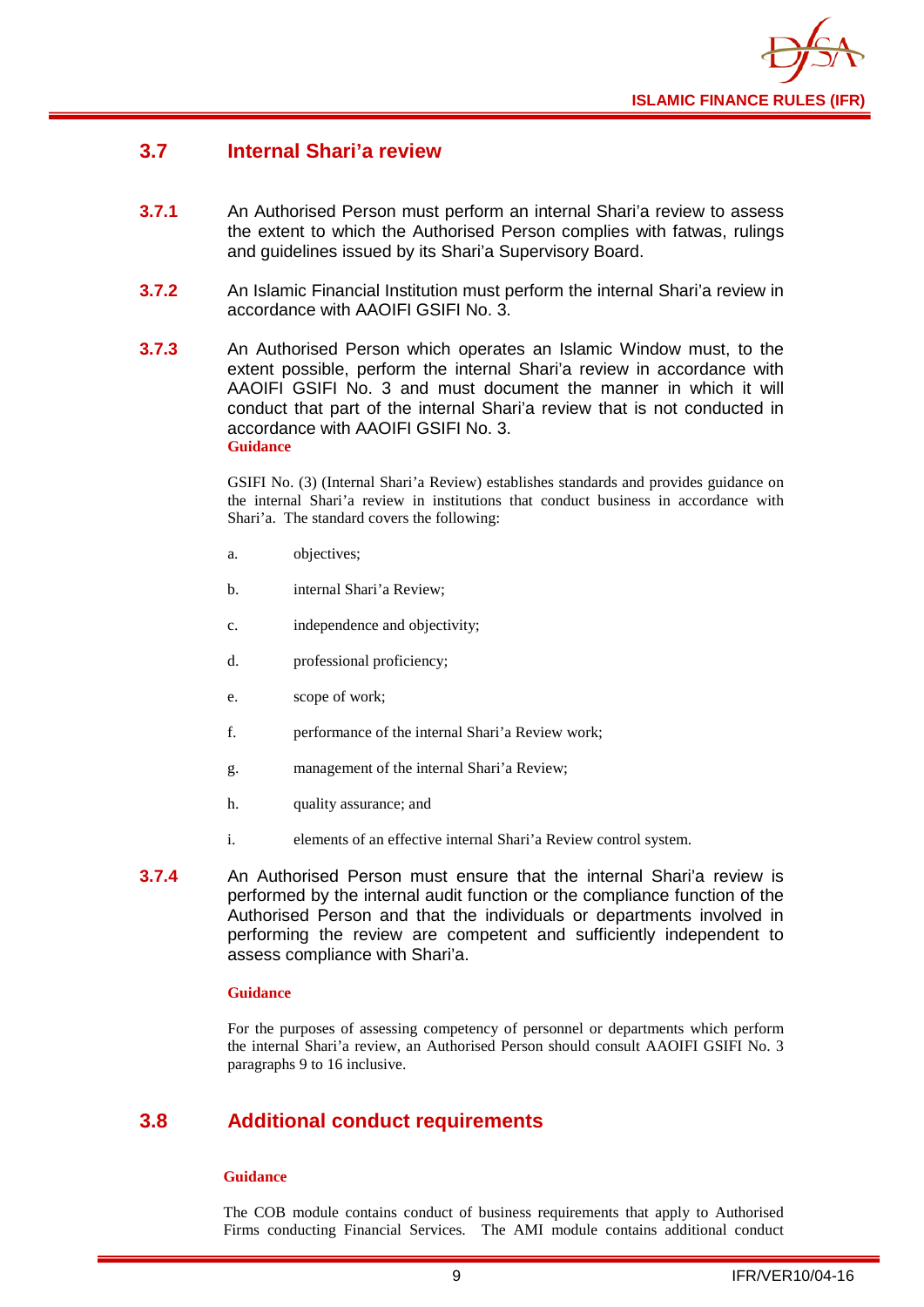## 3.7 Internal Shari'a review

**3.7.1** An Authorised Person must perform an internal Shari'a review to assess the extent to which the Authorised Person complies with fatwas, rulings and guidelines issued by its Shari'a Supervisory Board.

**3.7.2** An Islamic Financial Institution must perform the internal Shari'a review in accordance with AAOIFI GSIFI No. 3.

**3.7.3** An Authorised Person which operates an Islamic Window must, to the extent possible, perform the internal Shari'a review in accordance with AAOIFI GSIFI No. 3 and must document the manner in which it will conduct that part of the internal Shari'a review that is not conducted in accordance with AAOIFI GSIFI No. 3.

**Guidance**

GSIFI No. (3) (Internal Shari'a Review) establishes standards and provides guidance on the internal Shari'a review in institutions that conduct business in accordance with Shari'a. The standard covers the following:

a. objectives;

b. internal Shari'a Review;

c. independence and objectivity;

d. professional proficiency;

e. scope of work;

f. performance of the internal Shari'a Review work;

g. management of the internal Shari'a Review;

h. quality assurance; and

i. elements of an effective internal Shari'a Review control system.

**3.7.4** An Authorised Person must ensure that the internal Shari'a review is performed by the internal audit function or the compliance function of the Authorised Person and that the individuals or departments involved in performing the review are competent and sufficiently independent to assess compliance with Shari'a.

**Guidance**

For the purposes of assessing competency of personnel or departments which perform the internal Shari'a review, an Authorised Person should consult AAOIFI GSIFI No. 3 paragraphs 9 to 16 inclusive.

## 3.8 Additional conduct requirements

**Guidance**

The COB module contains conduct of business requirements that apply to Authorised Firms conducting Financial Services. The AMI module contains additional conduct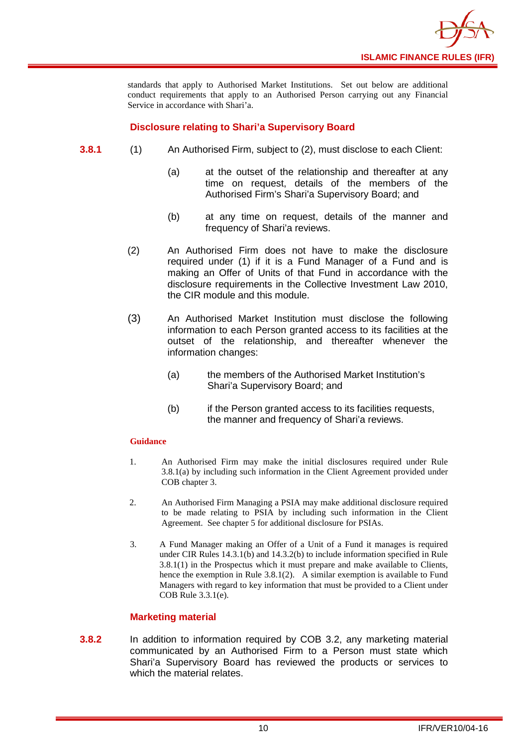standards that apply to Authorised Market Institutions. Set out below are additional conduct requirements that apply to an Authorised Person carrying out any Financial Service in accordance with Shari'a.

### Disclosure relating to Shari'a Supervisory Board

**3.8.1** (1) An Authorised Firm, subject to (2), must disclose to each Client:

(a) at the outset of the relationship and thereafter at any time on request, details of the members of the Authorised Firm's Shari'a Supervisory Board; and

(b) at any time on request, details of the manner and frequency of Shari'a reviews.

(2) An Authorised Firm does not have to make the disclosure required under (1) if it is a Fund Manager of a Fund and is making an Offer of Units of that Fund in accordance with the disclosure requirements in the Collective Investment Law 2010, the CIR module and this module.

(3) An Authorised Market Institution must disclose the following information to each Person granted access to its facilities at the outset of the relationship, and thereafter whenever the information changes:

(a) the members of the Authorised Market Institution's Shari'a Supervisory Board; and

(b) if the Person granted access to its facilities requests, the manner and frequency of Shari'a reviews.

**Guidance**

1. An Authorised Firm may make the initial disclosures required under Rule 3.8.1(a) by including such information in the Client Agreement provided under COB chapter 3.

2. An Authorised Firm Managing a PSIA may make additional disclosure required to be made relating to PSIA by including such information in the Client Agreement. See chapter 5 for additional disclosure for PSIAs.

3. A Fund Manager making an Offer of a Unit of a Fund it manages is required under CIR Rules 14.3.1(b) and 14.3.2(b) to include information specified in Rule 3.8.1(1) in the Prospectus which it must prepare and make available to Clients, hence the exemption in Rule 3.8.1(2). A similar exemption is available to Fund Managers with regard to key information that must be provided to a Client under COB Rule 3.3.1(e).

### Marketing material

**3.8.2** In addition to information required by COB 3.2, any marketing material communicated by an Authorised Firm to a Person must state which Shari'a Supervisory Board has reviewed the products or services to which the material relates.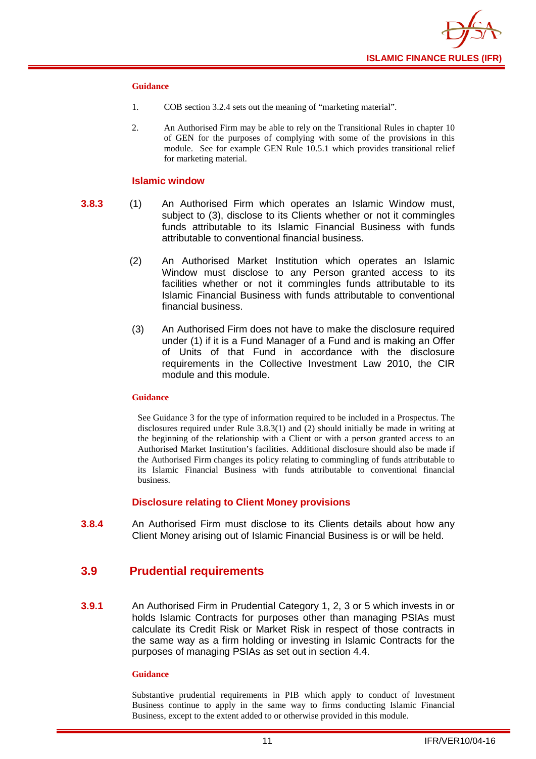**Guidance**

1. COB section 3.2.4 sets out the meaning of "marketing material".

2. An Authorised Firm may be able to rely on the Transitional Rules in chapter 10 of GEN for the purposes of complying with some of the provisions in this module. See for example GEN Rule 10.5.1 which provides transitional relief for marketing material.

### Islamic window

**3.8.3** (1) An Authorised Firm which operates an Islamic Window must, subject to (3), disclose to its Clients whether or not it commingles funds attributable to its Islamic Financial Business with funds attributable to conventional financial business.

(2) An Authorised Market Institution which operates an Islamic Window must disclose to any Person granted access to its facilities whether or not it commingles funds attributable to its Islamic Financial Business with funds attributable to conventional financial business.

(3) An Authorised Firm does not have to make the disclosure required under (1) if it is a Fund Manager of a Fund and is making an Offer of Units of that Fund in accordance with the disclosure requirements in the Collective Investment Law 2010, the CIR module and this module.

**Guidance**

See Guidance 3 for the type of information required to be included in a Prospectus. The disclosures required under Rule 3.8.3(1) and (2) should initially be made in writing at the beginning of the relationship with a Client or with a person granted access to an Authorised Market Institution's facilities. Additional disclosure should also be made if the Authorised Firm changes its policy relating to commingling of funds attributable to its Islamic Financial Business with funds attributable to conventional financial business.

### Disclosure relating to Client Money provisions

**3.8.4** An Authorised Firm must disclose to its Clients details about how any Client Money arising out of Islamic Financial Business is or will be held.

## 3.9 Prudential requirements

**3.9.1** An Authorised Firm in Prudential Category 1, 2, 3 or 5 which invests in or holds Islamic Contracts for purposes other than managing PSIAs must calculate its Credit Risk or Market Risk in respect of those contracts in the same way as a firm holding or investing in Islamic Contracts for the purposes of managing PSIAs as set out in section 4.4.

**Guidance**

Substantive prudential requirements in PIB which apply to conduct of Investment Business continue to apply in the same way to firms conducting Islamic Financial Business, except to the extent added to or otherwise provided in this module.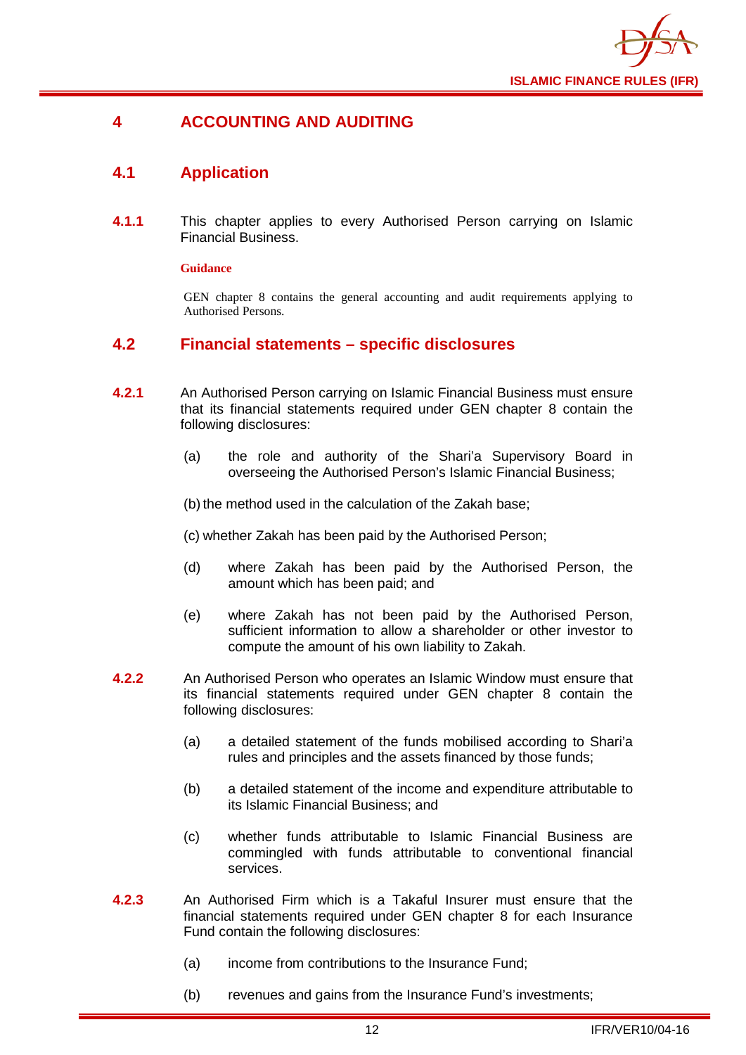# 4 ACCOUNTING AND AUDITING

## 4.1 Application

**4.1.1** This chapter applies to every Authorised Person carrying on Islamic Financial Business.

**Guidance**

GEN chapter 8 contains the general accounting and audit requirements applying to Authorised Persons.

## 4.2 Financial statements – specific disclosures

**4.2.1** An Authorised Person carrying on Islamic Financial Business must ensure that its financial statements required under GEN chapter 8 contain the following disclosures:

(a) the role and authority of the Shari'a Supervisory Board in overseeing the Authorised Person's Islamic Financial Business;

(b) the method used in the calculation of the Zakah base;

(c) whether Zakah has been paid by the Authorised Person;

(d) where Zakah has been paid by the Authorised Person, the amount which has been paid; and

(e) where Zakah has not been paid by the Authorised Person, sufficient information to allow a shareholder or other investor to compute the amount of his own liability to Zakah.

**4.2.2** An Authorised Person who operates an Islamic Window must ensure that its financial statements required under GEN chapter 8 contain the following disclosures:

(a) a detailed statement of the funds mobilised according to Shari'a rules and principles and the assets financed by those funds;

(b) a detailed statement of the income and expenditure attributable to its Islamic Financial Business; and

(c) whether funds attributable to Islamic Financial Business are commingled with funds attributable to conventional financial services.

**4.2.3** An Authorised Firm which is a Takaful Insurer must ensure that the financial statements required under GEN chapter 8 for each Insurance Fund contain the following disclosures:

(a) income from contributions to the Insurance Fund;

(b) revenues and gains from the Insurance Fund's investments;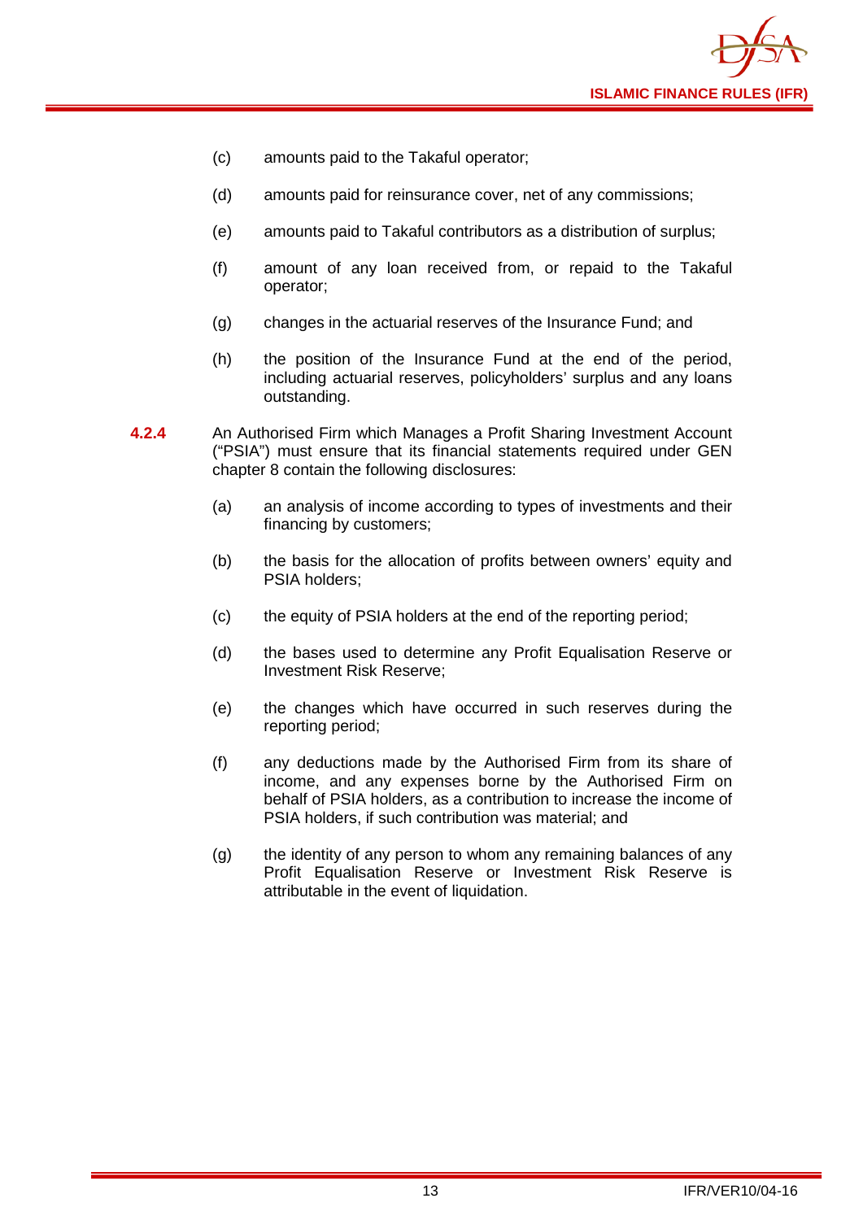(c) amounts paid to the Takaful operator;

(d) amounts paid for reinsurance cover, net of any commissions;

(e) amounts paid to Takaful contributors as a distribution of surplus;

(f) amount of any loan received from, or repaid to the Takaful operator;

(g) changes in the actuarial reserves of the Insurance Fund; and

(h) the position of the Insurance Fund at the end of the period, including actuarial reserves, policyholders' surplus and any loans outstanding.

**4.2.4** An Authorised Firm which Manages a Profit Sharing Investment Account ("PSIA") must ensure that its financial statements required under GEN chapter 8 contain the following disclosures:

(a) an analysis of income according to types of investments and their financing by customers;

(b) the basis for the allocation of profits between owners' equity and PSIA holders;

(c) the equity of PSIA holders at the end of the reporting period;

(d) the bases used to determine any Profit Equalisation Reserve or Investment Risk Reserve;

(e) the changes which have occurred in such reserves during the reporting period;

(f) any deductions made by the Authorised Firm from its share of income, and any expenses borne by the Authorised Firm on behalf of PSIA holders, as a contribution to increase the income of PSIA holders, if such contribution was material; and

(g) the identity of any person to whom any remaining balances of any Profit Equalisation Reserve or Investment Risk Reserve is attributable in the event of liquidation.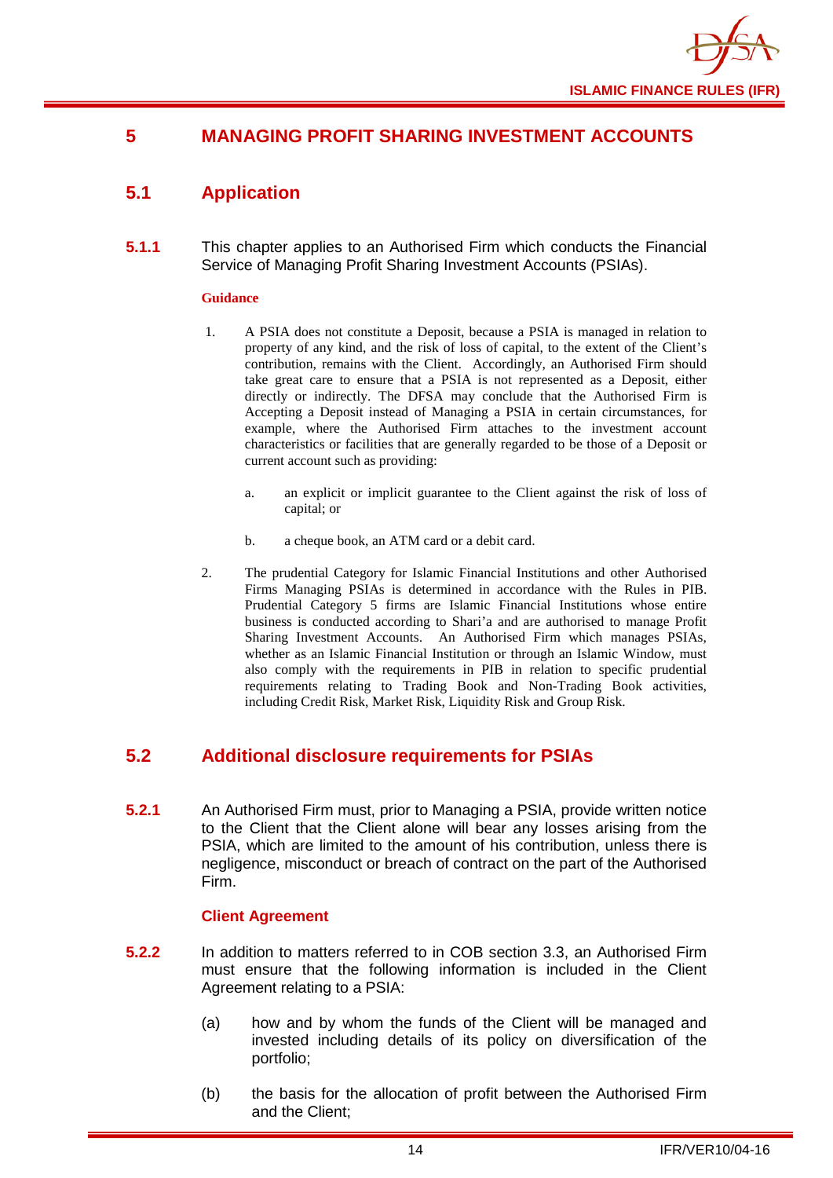# 5 MANAGING PROFIT SHARING INVESTMENT ACCOUNTS

## 5.1 Application

**5.1.1** This chapter applies to an Authorised Firm which conducts the Financial Service of Managing Profit Sharing Investment Accounts (PSIAs).

**Guidance**

1. A PSIA does not constitute a Deposit, because a PSIA is managed in relation to property of any kind, and the risk of loss of capital, to the extent of the Client's contribution, remains with the Client. Accordingly, an Authorised Firm should take great care to ensure that a PSIA is not represented as a Deposit, either directly or indirectly. The DFSA may conclude that the Authorised Firm is Accepting a Deposit instead of Managing a PSIA in certain circumstances, for example, where the Authorised Firm attaches to the investment account characteristics or facilities that are generally regarded to be those of a Deposit or current account such as providing:

   a. an explicit or implicit guarantee to the Client against the risk of loss of capital; or

   b. a cheque book, an ATM card or a debit card.

2. The prudential Category for Islamic Financial Institutions and other Authorised Firms Managing PSIAs is determined in accordance with the Rules in PIB. Prudential Category 5 firms are Islamic Financial Institutions whose entire business is conducted according to Shari'a and are authorised to manage Profit Sharing Investment Accounts. An Authorised Firm which manages PSIAs, whether as an Islamic Financial Institution or through an Islamic Window, must also comply with the requirements in PIB in relation to specific prudential requirements relating to Trading Book and Non-Trading Book activities, including Credit Risk, Market Risk, Liquidity Risk and Group Risk.

## 5.2 Additional disclosure requirements for PSIAs

**5.2.1** An Authorised Firm must, prior to Managing a PSIA, provide written notice to the Client that the Client alone will bear any losses arising from the PSIA, which are limited to the amount of his contribution, unless there is negligence, misconduct or breach of contract on the part of the Authorised Firm.

### Client Agreement

**5.2.2** In addition to matters referred to in COB section 3.3, an Authorised Firm must ensure that the following information is included in the Client Agreement relating to a PSIA:

(a) how and by whom the funds of the Client will be managed and invested including details of its policy on diversification of the portfolio;

(b) the basis for the allocation of profit between the Authorised Firm and the Client;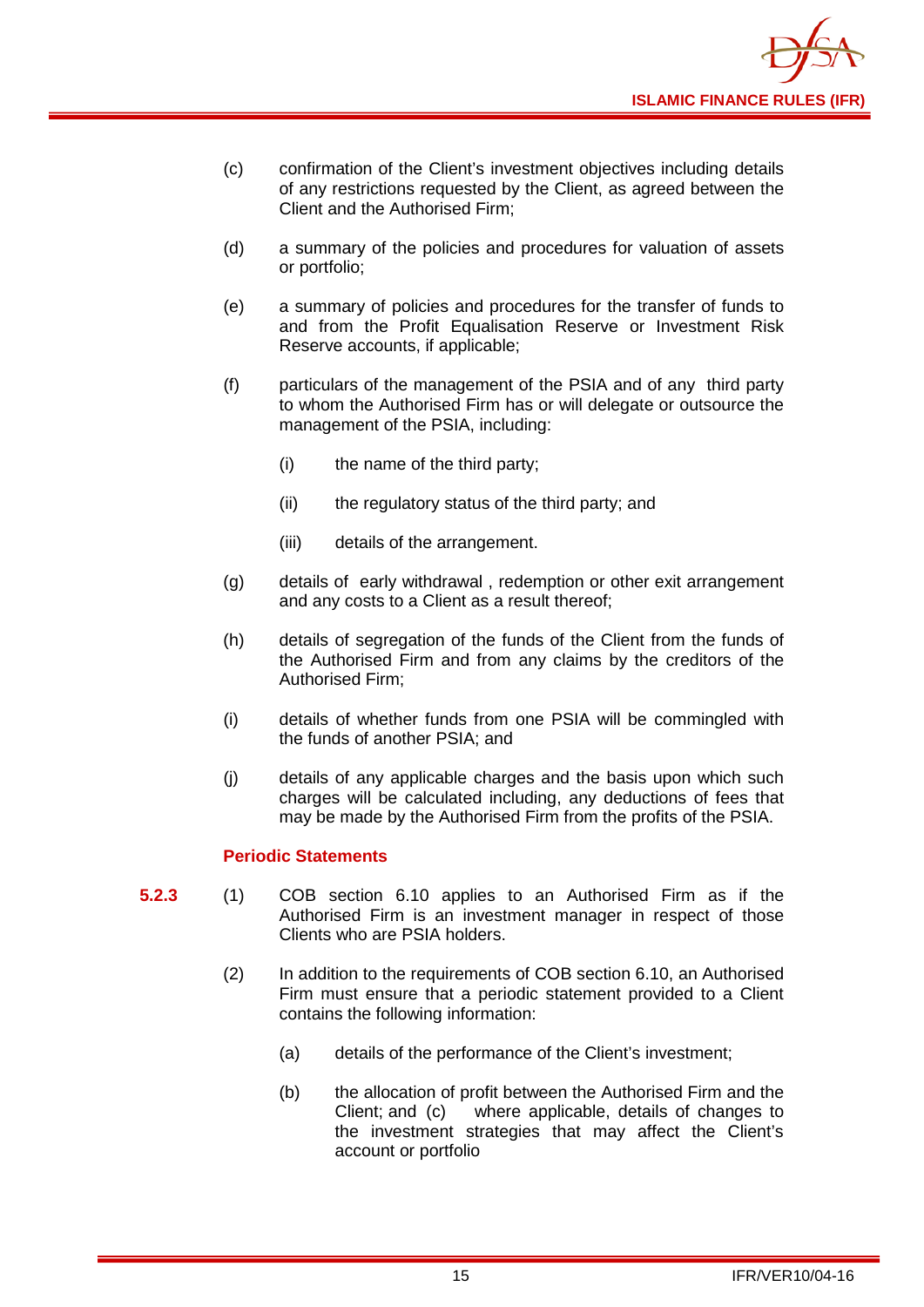(c) confirmation of the Client's investment objectives including details of any restrictions requested by the Client, as agreed between the Client and the Authorised Firm;

(d) a summary of the policies and procedures for valuation of assets or portfolio;

(e) a summary of policies and procedures for the transfer of funds to and from the Profit Equalisation Reserve or Investment Risk Reserve accounts, if applicable;

(f) particulars of the management of the PSIA and of any third party to whom the Authorised Firm has or will delegate or outsource the management of the PSIA, including:

  (i) the name of the third party;

  (ii) the regulatory status of the third party; and

  (iii) details of the arrangement.

(g) details of early withdrawal , redemption or other exit arrangement and any costs to a Client as a result thereof;

(h) details of segregation of the funds of the Client from the funds of the Authorised Firm and from any claims by the creditors of the Authorised Firm;

(i) details of whether funds from one PSIA will be commingled with the funds of another PSIA; and

(j) details of any applicable charges and the basis upon which such charges will be calculated including, any deductions of fees that may be made by the Authorised Firm from the profits of the PSIA.

### Periodic Statements

**5.2.3** (1) COB section 6.10 applies to an Authorised Firm as if the Authorised Firm is an investment manager in respect of those Clients who are PSIA holders.

(2) In addition to the requirements of COB section 6.10, an Authorised Firm must ensure that a periodic statement provided to a Client contains the following information:

  (a) details of the performance of the Client's investment;

  (b) the allocation of profit between the Authorised Firm and the Client; and (c) where applicable, details of changes to the investment strategies that may affect the Client's account or portfolio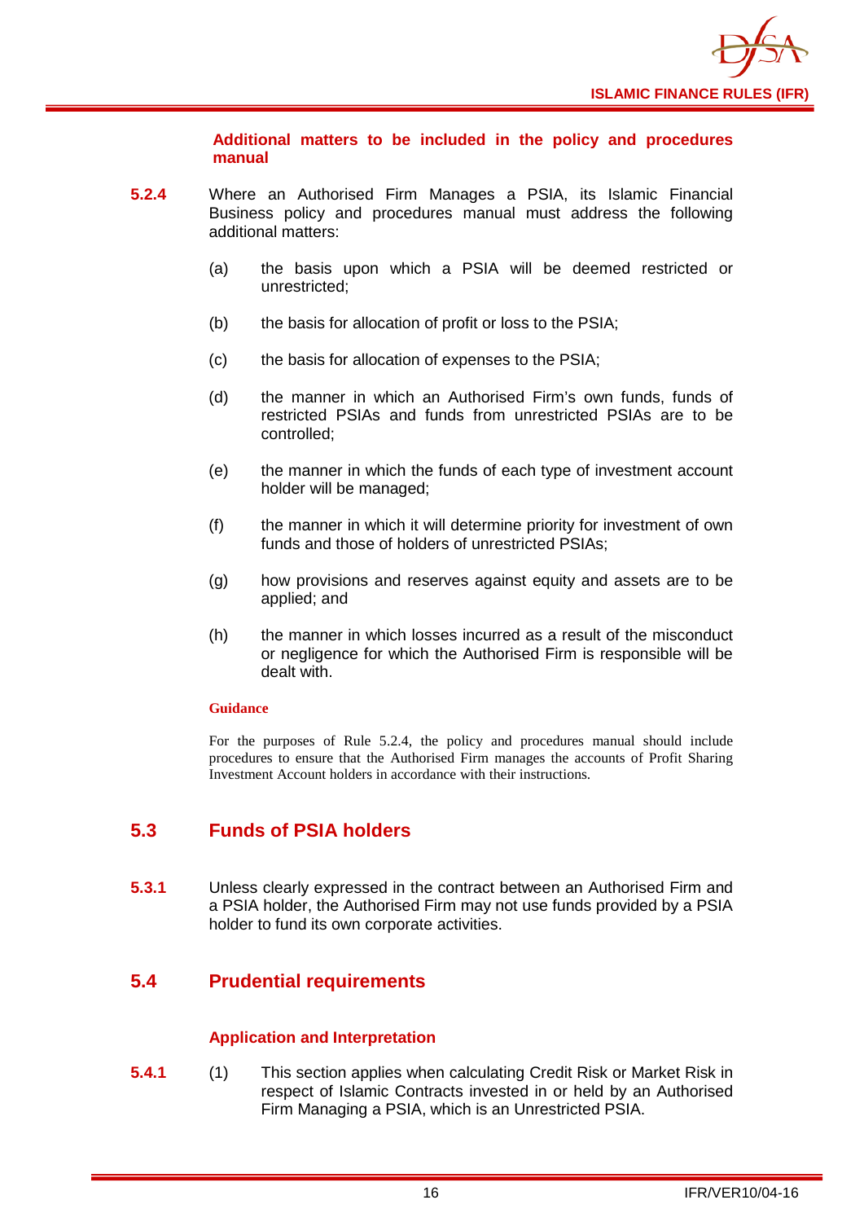#### Additional matters to be included in the policy and procedures manual

**5.2.4** Where an Authorised Firm Manages a PSIA, its Islamic Financial Business policy and procedures manual must address the following additional matters:

(a) the basis upon which a PSIA will be deemed restricted or unrestricted;

(b) the basis for allocation of profit or loss to the PSIA;

(c) the basis for allocation of expenses to the PSIA;

(d) the manner in which an Authorised Firm's own funds, funds of restricted PSIAs and funds from unrestricted PSIAs are to be controlled;

(e) the manner in which the funds of each type of investment account holder will be managed;

(f) the manner in which it will determine priority for investment of own funds and those of holders of unrestricted PSIAs;

(g) how provisions and reserves against equity and assets are to be applied; and

(h) the manner in which losses incurred as a result of the misconduct or negligence for which the Authorised Firm is responsible will be dealt with.

**Guidance**

For the purposes of Rule 5.2.4, the policy and procedures manual should include procedures to ensure that the Authorised Firm manages the accounts of Profit Sharing Investment Account holders in accordance with their instructions.

## 5.3 Funds of PSIA holders

**5.3.1** Unless clearly expressed in the contract between an Authorised Firm and a PSIA holder, the Authorised Firm may not use funds provided by a PSIA holder to fund its own corporate activities.

## 5.4 Prudential requirements

#### Application and Interpretation

**5.4.1** (1) This section applies when calculating Credit Risk or Market Risk in respect of Islamic Contracts invested in or held by an Authorised Firm Managing a PSIA, which is an Unrestricted PSIA.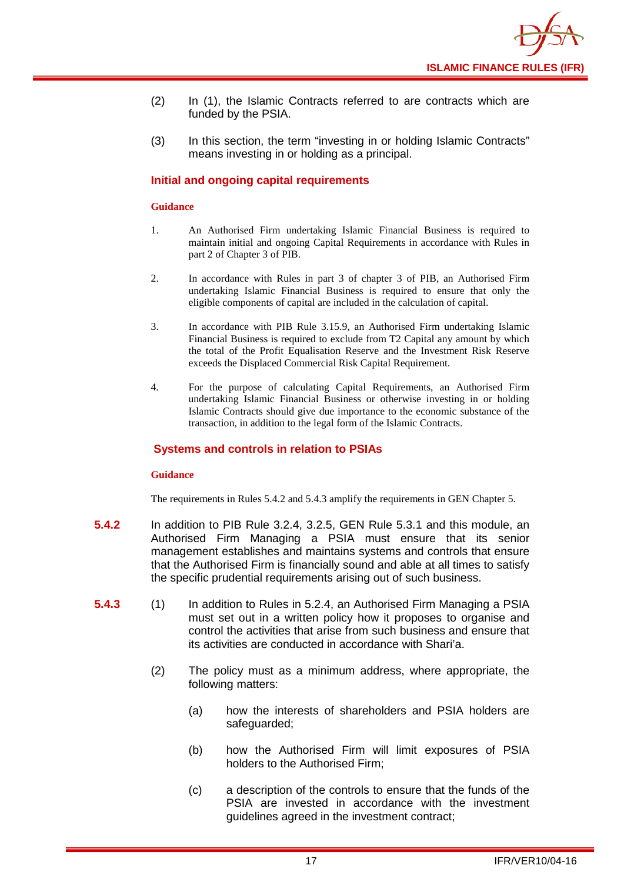(2) In (1), the Islamic Contracts referred to are contracts which are funded by the PSIA.

(3) In this section, the term "investing in or holding Islamic Contracts" means investing in or holding as a principal.

### Initial and ongoing capital requirements

**Guidance**

1. An Authorised Firm undertaking Islamic Financial Business is required to maintain initial and ongoing Capital Requirements in accordance with Rules in part 2 of Chapter 3 of PIB.

2. In accordance with Rules in part 3 of chapter 3 of PIB, an Authorised Firm undertaking Islamic Financial Business is required to ensure that only the eligible components of capital are included in the calculation of capital.

3. In accordance with PIB Rule 3.15.9, an Authorised Firm undertaking Islamic Financial Business is required to exclude from T2 Capital any amount by which the total of the Profit Equalisation Reserve and the Investment Risk Reserve exceeds the Displaced Commercial Risk Capital Requirement.

4. For the purpose of calculating Capital Requirements, an Authorised Firm undertaking Islamic Financial Business or otherwise investing in or holding Islamic Contracts should give due importance to the economic substance of the transaction, in addition to the legal form of the Islamic Contracts.

### Systems and controls in relation to PSIAs

**Guidance**

The requirements in Rules 5.4.2 and 5.4.3 amplify the requirements in GEN Chapter 5.

**5.4.2** In addition to PIB Rule 3.2.4, 3.2.5, GEN Rule 5.3.1 and this module, an Authorised Firm Managing a PSIA must ensure that its senior management establishes and maintains systems and controls that ensure that the Authorised Firm is financially sound and able at all times to satisfy the specific prudential requirements arising out of such business.

**5.4.3** (1) In addition to Rules in 5.2.4, an Authorised Firm Managing a PSIA must set out in a written policy how it proposes to organise and control the activities that arise from such business and ensure that its activities are conducted in accordance with Shari'a.

(2) The policy must as a minimum address, where appropriate, the following matters:

(a) how the interests of shareholders and PSIA holders are safeguarded;

(b) how the Authorised Firm will limit exposures of PSIA holders to the Authorised Firm;

(c) a description of the controls to ensure that the funds of the PSIA are invested in accordance with the investment guidelines agreed in the investment contract;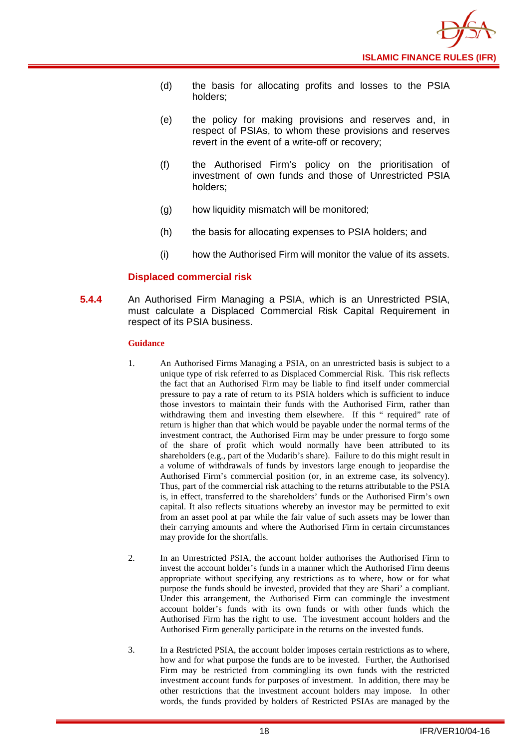(d) the basis for allocating profits and losses to the PSIA holders;

(e) the policy for making provisions and reserves and, in respect of PSIAs, to whom these provisions and reserves revert in the event of a write-off or recovery;

(f) the Authorised Firm's policy on the prioritisation of investment of own funds and those of Unrestricted PSIA holders;

(g) how liquidity mismatch will be monitored;

(h) the basis for allocating expenses to PSIA holders; and

(i) how the Authorised Firm will monitor the value of its assets.

### Displaced commercial risk

**5.4.4** An Authorised Firm Managing a PSIA, which is an Unrestricted PSIA, must calculate a Displaced Commercial Risk Capital Requirement in respect of its PSIA business.

**Guidance**

1. An Authorised Firms Managing a PSIA, on an unrestricted basis is subject to a unique type of risk referred to as Displaced Commercial Risk. This risk reflects the fact that an Authorised Firm may be liable to find itself under commercial pressure to pay a rate of return to its PSIA holders which is sufficient to induce those investors to maintain their funds with the Authorised Firm, rather than withdrawing them and investing them elsewhere. If this " required" rate of return is higher than that which would be payable under the normal terms of the investment contract, the Authorised Firm may be under pressure to forgo some of the share of profit which would normally have been attributed to its shareholders (e.g., part of the Mudarib's share). Failure to do this might result in a volume of withdrawals of funds by investors large enough to jeopardise the Authorised Firm's commercial position (or, in an extreme case, its solvency). Thus, part of the commercial risk attaching to the returns attributable to the PSIA is, in effect, transferred to the shareholders' funds or the Authorised Firm's own capital. It also reflects situations whereby an investor may be permitted to exit from an asset pool at par while the fair value of such assets may be lower than their carrying amounts and where the Authorised Firm in certain circumstances may provide for the shortfalls.

2. In an Unrestricted PSIA, the account holder authorises the Authorised Firm to invest the account holder's funds in a manner which the Authorised Firm deems appropriate without specifying any restrictions as to where, how or for what purpose the funds should be invested, provided that they are Shari' a compliant. Under this arrangement, the Authorised Firm can commingle the investment account holder's funds with its own funds or with other funds which the Authorised Firm has the right to use. The investment account holders and the Authorised Firm generally participate in the returns on the invested funds.

3. In a Restricted PSIA, the account holder imposes certain restrictions as to where, how and for what purpose the funds are to be invested. Further, the Authorised Firm may be restricted from commingling its own funds with the restricted investment account funds for purposes of investment. In addition, there may be other restrictions that the investment account holders may impose. In other words, the funds provided by holders of Restricted PSIAs are managed by the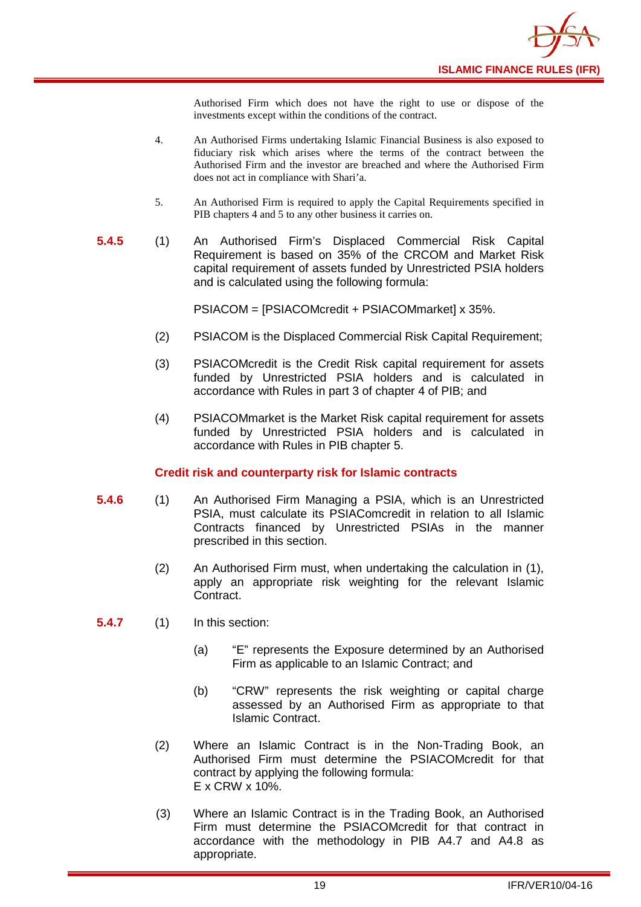Authorised Firm which does not have the right to use or dispose of the investments except within the conditions of the contract.

4. An Authorised Firms undertaking Islamic Financial Business is also exposed to fiduciary risk which arises where the terms of the contract between the Authorised Firm and the investor are breached and where the Authorised Firm does not act in compliance with Shari'a.

5. An Authorised Firm is required to apply the Capital Requirements specified in PIB chapters 4 and 5 to any other business it carries on.

**5.4.5** (1) An Authorised Firm's Displaced Commercial Risk Capital Requirement is based on 35% of the CRCOM and Market Risk capital requirement of assets funded by Unrestricted PSIA holders and is calculated using the following formula:

PSIACOM = [PSIACOMcredit + PSIACOMmarket] x 35%.

(2) PSIACOM is the Displaced Commercial Risk Capital Requirement;

(3) PSIACOMcredit is the Credit Risk capital requirement for assets funded by Unrestricted PSIA holders and is calculated in accordance with Rules in part 3 of chapter 4 of PIB; and

(4) PSIACOMmarket is the Market Risk capital requirement for assets funded by Unrestricted PSIA holders and is calculated in accordance with Rules in PIB chapter 5.

### Credit risk and counterparty risk for Islamic contracts

**5.4.6** (1) An Authorised Firm Managing a PSIA, which is an Unrestricted PSIA, must calculate its PSIAComcredit in relation to all Islamic Contracts financed by Unrestricted PSIAs in the manner prescribed in this section.

(2) An Authorised Firm must, when undertaking the calculation in (1), apply an appropriate risk weighting for the relevant Islamic Contract.

**5.4.7** (1) In this section:

(a) "E" represents the Exposure determined by an Authorised Firm as applicable to an Islamic Contract; and

(b) "CRW" represents the risk weighting or capital charge assessed by an Authorised Firm as appropriate to that Islamic Contract.

(2) Where an Islamic Contract is in the Non-Trading Book, an Authorised Firm must determine the PSIACOMcredit for that contract by applying the following formula:
E x CRW x 10%.

(3) Where an Islamic Contract is in the Trading Book, an Authorised Firm must determine the PSIACOMcredit for that contract in accordance with the methodology in PIB A4.7 and A4.8 as appropriate.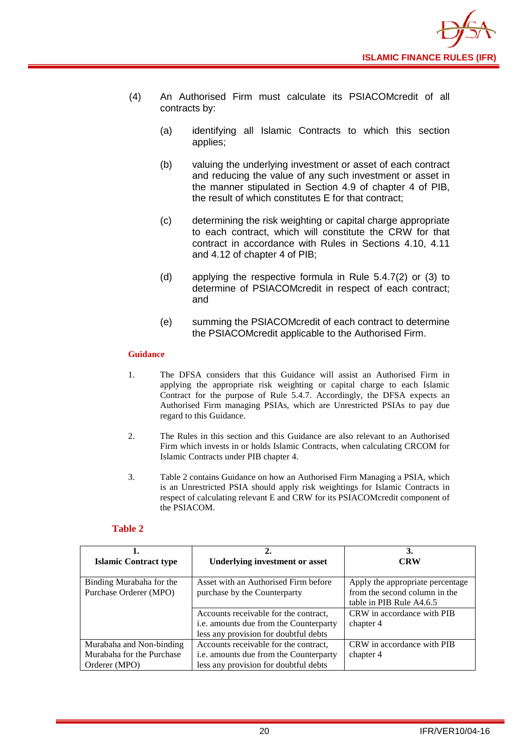(4) An Authorised Firm must calculate its PSIACOMcredit of all contracts by:

(a) identifying all Islamic Contracts to which this section applies;

(b) valuing the underlying investment or asset of each contract and reducing the value of any such investment or asset in the manner stipulated in Section 4.9 of chapter 4 of PIB, the result of which constitutes E for that contract;

(c) determining the risk weighting or capital charge appropriate to each contract, which will constitute the CRW for that contract in accordance with Rules in Sections 4.10, 4.11 and 4.12 of chapter 4 of PIB;

(d) applying the respective formula in Rule 5.4.7(2) or (3) to determine of PSIACOMcredit in respect of each contract; and

(e) summing the PSIACOMcredit of each contract to determine the PSIACOMcredit applicable to the Authorised Firm.

**Guidance**

1. The DFSA considers that this Guidance will assist an Authorised Firm in applying the appropriate risk weighting or capital charge to each Islamic Contract for the purpose of Rule 5.4.7. Accordingly, the DFSA expects an Authorised Firm managing PSIAs, which are Unrestricted PSIAs to pay due regard to this Guidance.

2. The Rules in this section and this Guidance are also relevant to an Authorised Firm which invests in or holds Islamic Contracts, when calculating CRCOM for Islamic Contracts under PIB chapter 4.

3. Table 2 contains Guidance on how an Authorised Firm Managing a PSIA, which is an Unrestricted PSIA should apply risk weightings for Islamic Contracts in respect of calculating relevant E and CRW for its PSIACOMcredit component of the PSIACOM.

**Table 2**

| 1. Islamic Contract type | 2. Underlying investment or asset | 3. CRW |
|---|---|---|
| Binding Murabaha for the Purchase Orderer (MPO) | Asset with an Authorised Firm before purchase by the Counterparty | Apply the appropriate percentage from the second column in the table in PIB Rule A4.6.5 |
| | Accounts receivable for the contract, i.e. amounts due from the Counterparty less any provision for doubtful debts | CRW in accordance with PIB chapter 4 |
| Murabaha and Non-binding Murabaha for the Purchase Orderer (MPO) | Accounts receivable for the contract, i.e. amounts due from the Counterparty less any provision for doubtful debts | CRW in accordance with PIB chapter 4 |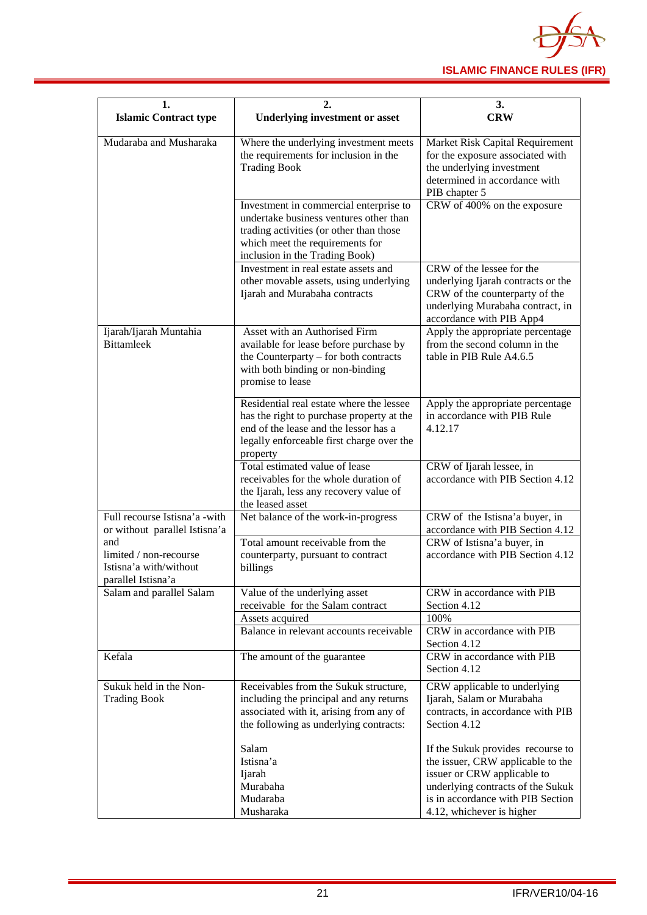| 1.<br>Islamic Contract type | 2.<br>Underlying investment or asset | 3.<br>CRW |
|---|---|---|
| Mudaraba and Musharaka | Where the underlying investment meets the requirements for inclusion in the Trading Book | Market Risk Capital Requirement for the exposure associated with the underlying investment determined in accordance with PIB chapter 5 |
| | Investment in commercial enterprise to undertake business ventures other than trading activities (or other than those which meet the requirements for inclusion in the Trading Book) | CRW of 400% on the exposure |
| | Investment in real estate assets and other movable assets, using underlying Ijarah and Murabaha contracts | CRW of the lessee for the underlying Ijarah contracts or the CRW of the counterparty of the underlying Murabaha contract, in accordance with PIB App4 |
| Ijarah/Ijarah Muntahia Bittamleek | Asset with an Authorised Firm available for lease before purchase by the Counterparty – for both contracts with both binding or non-binding promise to lease | Apply the appropriate percentage from the second column in the table in PIB Rule A4.6.5 |
| | Residential real estate where the lessee has the right to purchase property at the end of the lease and the lessor has a legally enforceable first charge over the property | Apply the appropriate percentage in accordance with PIB Rule 4.12.17 |
| | Total estimated value of lease receivables for the whole duration of the Ijarah, less any recovery value of the leased asset | CRW of Ijarah lessee, in accordance with PIB Section 4.12 |
| Full recourse Istisna'a -with or without parallel Istisna'a and limited / non-recourse Istisna'a with/without parallel Istisna'a | Net balance of the work-in-progress | CRW of the Istisna'a buyer, in accordance with PIB Section 4.12 |
| | Total amount receivable from the counterparty, pursuant to contract billings | CRW of Istisna'a buyer, in accordance with PIB Section 4.12 |
| Salam and parallel Salam | Value of the underlying asset receivable for the Salam contract | CRW in accordance with PIB Section 4.12 |
| | Assets acquired | 100% |
| | Balance in relevant accounts receivable | CRW in accordance with PIB Section 4.12 |
| Kefala | The amount of the guarantee | CRW in accordance with PIB Section 4.12 |
| Sukuk held in the Non-Trading Book | Receivables from the Sukuk structure, including the principal and any returns associated with it, arising from any of the following as underlying contracts:<br><br>Salam<br>Istisna'a<br>Ijarah<br>Murabaha<br>Mudaraba<br>Musharaka | CRW applicable to underlying Ijarah, Salam or Murabaha contracts, in accordance with PIB Section 4.12<br><br>If the Sukuk provides recourse to the issuer, CRW applicable to the issuer or CRW applicable to underlying contracts of the Sukuk is in accordance with PIB Section 4.12, whichever is higher |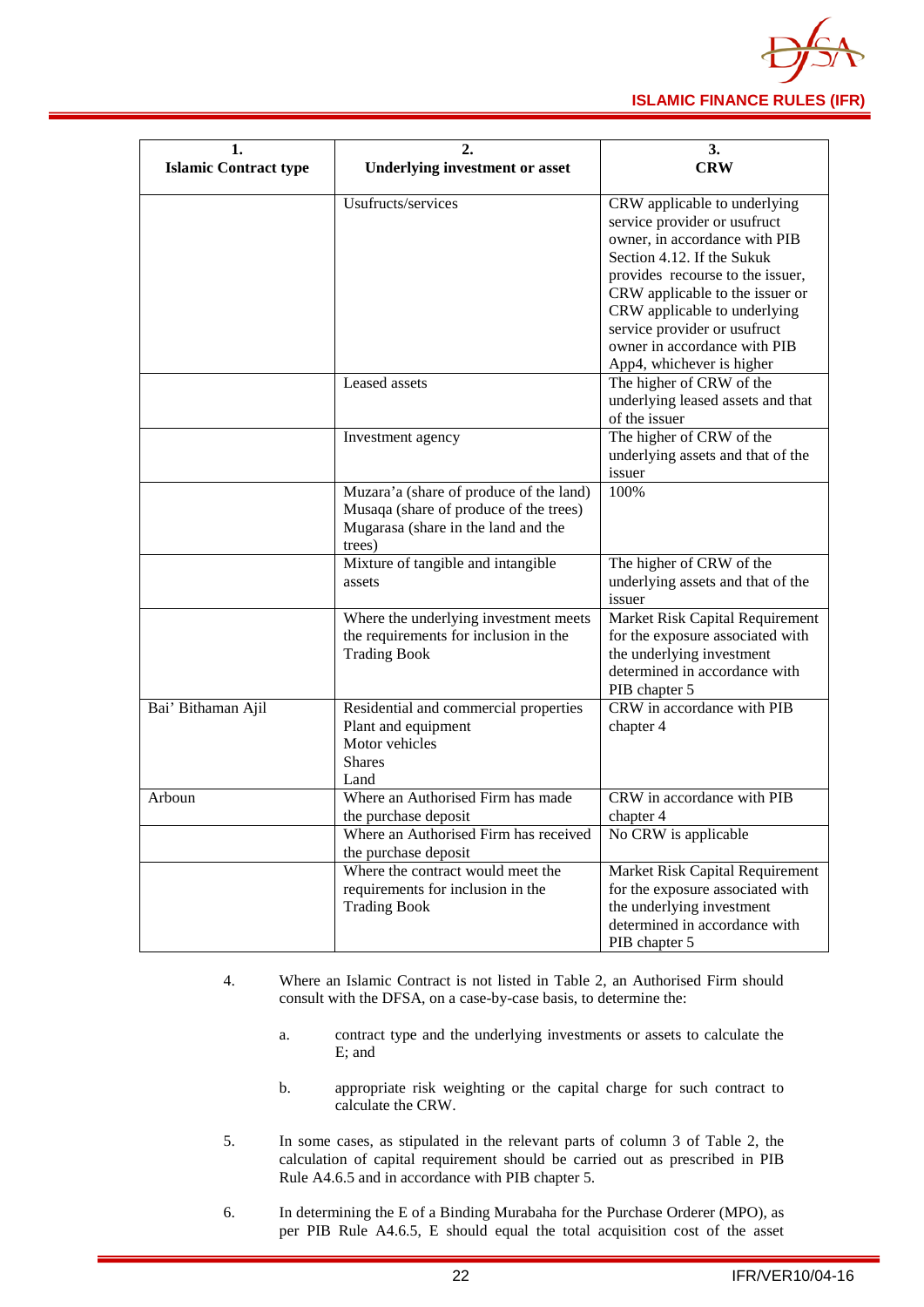| 1. Islamic Contract type | 2. Underlying investment or asset | 3. CRW |
|---|---|---|
| | Usufructs/services | CRW applicable to underlying service provider or usufruct owner, in accordance with PIB Section 4.12. If the Sukuk provides recourse to the issuer, CRW applicable to the issuer or CRW applicable to underlying service provider or usufruct owner in accordance with PIB App4, whichever is higher |
| | Leased assets | The higher of CRW of the underlying leased assets and that of the issuer |
| | Investment agency | The higher of CRW of the underlying assets and that of the issuer |
| | Muzara'a (share of produce of the land) Musaqa (share of produce of the trees) Mugarasa (share in the land and the trees) | 100% |
| | Mixture of tangible and intangible assets | The higher of CRW of the underlying assets and that of the issuer |
| | Where the underlying investment meets the requirements for inclusion in the Trading Book | Market Risk Capital Requirement for the exposure associated with the underlying investment determined in accordance with PIB chapter 5 |
| Bai' Bithaman Ajil | Residential and commercial properties Plant and equipment Motor vehicles Shares Land | CRW in accordance with PIB chapter 4 |
| Arboun | Where an Authorised Firm has made the purchase deposit | CRW in accordance with PIB chapter 4 |
| | Where an Authorised Firm has received the purchase deposit | No CRW is applicable |
| | Where the contract would meet the requirements for inclusion in the Trading Book | Market Risk Capital Requirement for the exposure associated with the underlying investment determined in accordance with PIB chapter 5 |

4. Where an Islamic Contract is not listed in Table 2, an Authorised Firm should consult with the DFSA, on a case-by-case basis, to determine the:

   a. contract type and the underlying investments or assets to calculate the E; and

   b. appropriate risk weighting or the capital charge for such contract to calculate the CRW.

5. In some cases, as stipulated in the relevant parts of column 3 of Table 2, the calculation of capital requirement should be carried out as prescribed in PIB Rule A4.6.5 and in accordance with PIB chapter 5.

6. In determining the E of a Binding Murabaha for the Purchase Orderer (MPO), as per PIB Rule A4.6.5, E should equal the total acquisition cost of the asset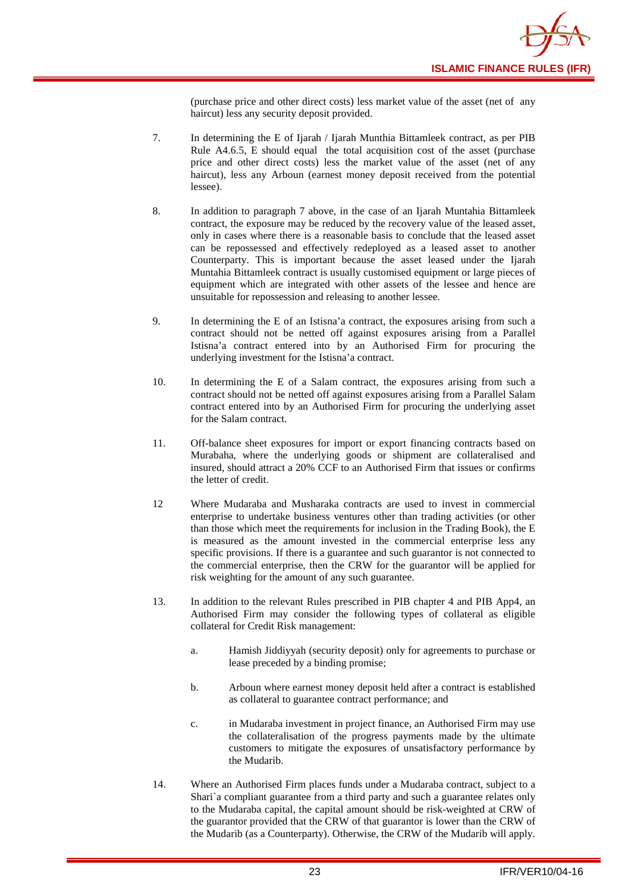(purchase price and other direct costs) less market value of the asset (net of any haircut) less any security deposit provided.

7. In determining the E of Ijarah / Ijarah Munthia Bittamleek contract, as per PIB Rule A4.6.5, E should equal the total acquisition cost of the asset (purchase price and other direct costs) less the market value of the asset (net of any haircut), less any Arboun (earnest money deposit received from the potential lessee).

8. In addition to paragraph 7 above, in the case of an Ijarah Muntahia Bittamleek contract, the exposure may be reduced by the recovery value of the leased asset, only in cases where there is a reasonable basis to conclude that the leased asset can be repossessed and effectively redeployed as a leased asset to another Counterparty. This is important because the asset leased under the Ijarah Muntahia Bittamleek contract is usually customised equipment or large pieces of equipment which are integrated with other assets of the lessee and hence are unsuitable for repossession and releasing to another lessee.

9. In determining the E of an Istisna'a contract, the exposures arising from such a contract should not be netted off against exposures arising from a Parallel Istisna'a contract entered into by an Authorised Firm for procuring the underlying investment for the Istisna'a contract.

10. In determining the E of a Salam contract, the exposures arising from such a contract should not be netted off against exposures arising from a Parallel Salam contract entered into by an Authorised Firm for procuring the underlying asset for the Salam contract.

11. Off-balance sheet exposures for import or export financing contracts based on Murabaha, where the underlying goods or shipment are collateralised and insured, should attract a 20% CCF to an Authorised Firm that issues or confirms the letter of credit.

12 Where Mudaraba and Musharaka contracts are used to invest in commercial enterprise to undertake business ventures other than trading activities (or other than those which meet the requirements for inclusion in the Trading Book), the E is measured as the amount invested in the commercial enterprise less any specific provisions. If there is a guarantee and such guarantor is not connected to the commercial enterprise, then the CRW for the guarantor will be applied for risk weighting for the amount of any such guarantee.

13. In addition to the relevant Rules prescribed in PIB chapter 4 and PIB App4, an Authorised Firm may consider the following types of collateral as eligible collateral for Credit Risk management:

   a. Hamish Jiddiyyah (security deposit) only for agreements to purchase or lease preceded by a binding promise;

   b. Arboun where earnest money deposit held after a contract is established as collateral to guarantee contract performance; and

   c. in Mudaraba investment in project finance, an Authorised Firm may use the collateralisation of the progress payments made by the ultimate customers to mitigate the exposures of unsatisfactory performance by the Mudarib.

14. Where an Authorised Firm places funds under a Mudaraba contract, subject to a Shari`a compliant guarantee from a third party and such a guarantee relates only to the Mudaraba capital, the capital amount should be risk-weighted at CRW of the guarantor provided that the CRW of that guarantor is lower than the CRW of the Mudarib (as a Counterparty). Otherwise, the CRW of the Mudarib will apply.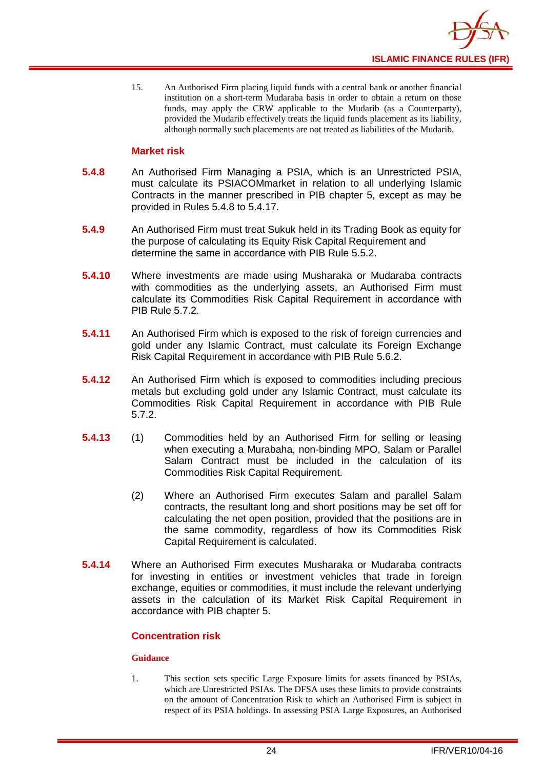15. An Authorised Firm placing liquid funds with a central bank or another financial institution on a short-term Mudaraba basis in order to obtain a return on those funds, may apply the CRW applicable to the Mudarib (as a Counterparty), provided the Mudarib effectively treats the liquid funds placement as its liability, although normally such placements are not treated as liabilities of the Mudarib.

### Market risk

**5.4.8** An Authorised Firm Managing a PSIA, which is an Unrestricted PSIA, must calculate its PSIACOMmarket in relation to all underlying Islamic Contracts in the manner prescribed in PIB chapter 5, except as may be provided in Rules 5.4.8 to 5.4.17.

**5.4.9** An Authorised Firm must treat Sukuk held in its Trading Book as equity for the purpose of calculating its Equity Risk Capital Requirement and determine the same in accordance with PIB Rule 5.5.2.

**5.4.10** Where investments are made using Musharaka or Mudaraba contracts with commodities as the underlying assets, an Authorised Firm must calculate its Commodities Risk Capital Requirement in accordance with PIB Rule 5.7.2.

**5.4.11** An Authorised Firm which is exposed to the risk of foreign currencies and gold under any Islamic Contract, must calculate its Foreign Exchange Risk Capital Requirement in accordance with PIB Rule 5.6.2.

**5.4.12** An Authorised Firm which is exposed to commodities including precious metals but excluding gold under any Islamic Contract, must calculate its Commodities Risk Capital Requirement in accordance with PIB Rule 5.7.2.

**5.4.13** (1) Commodities held by an Authorised Firm for selling or leasing when executing a Murabaha, non-binding MPO, Salam or Parallel Salam Contract must be included in the calculation of its Commodities Risk Capital Requirement.

(2) Where an Authorised Firm executes Salam and parallel Salam contracts, the resultant long and short positions may be set off for calculating the net open position, provided that the positions are in the same commodity, regardless of how its Commodities Risk Capital Requirement is calculated.

**5.4.14** Where an Authorised Firm executes Musharaka or Mudaraba contracts for investing in entities or investment vehicles that trade in foreign exchange, equities or commodities, it must include the relevant underlying assets in the calculation of its Market Risk Capital Requirement in accordance with PIB chapter 5.

### Concentration risk

#### Guidance

1. This section sets specific Large Exposure limits for assets financed by PSIAs, which are Unrestricted PSIAs. The DFSA uses these limits to provide constraints on the amount of Concentration Risk to which an Authorised Firm is subject in respect of its PSIA holdings. In assessing PSIA Large Exposures, an Authorised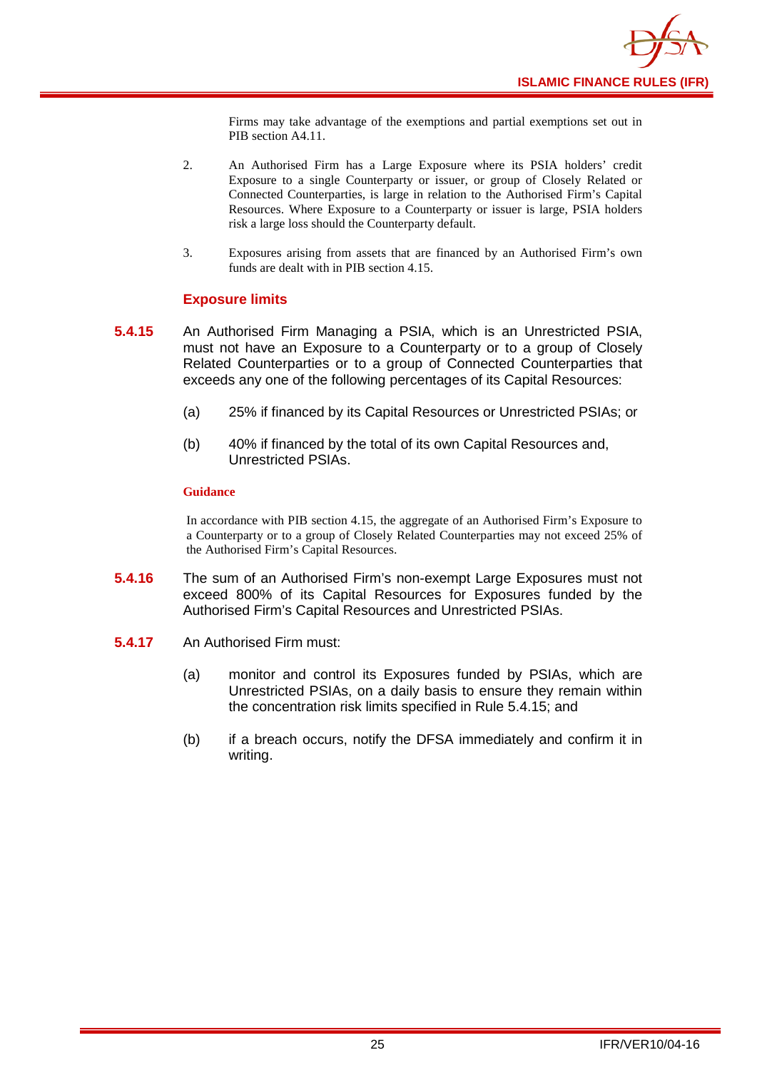Firms may take advantage of the exemptions and partial exemptions set out in PIB section A4.11.

2. An Authorised Firm has a Large Exposure where its PSIA holders' credit Exposure to a single Counterparty or issuer, or group of Closely Related or Connected Counterparties, is large in relation to the Authorised Firm's Capital Resources. Where Exposure to a Counterparty or issuer is large, PSIA holders risk a large loss should the Counterparty default.

3. Exposures arising from assets that are financed by an Authorised Firm's own funds are dealt with in PIB section 4.15.

### Exposure limits

**5.4.15** An Authorised Firm Managing a PSIA, which is an Unrestricted PSIA, must not have an Exposure to a Counterparty or to a group of Closely Related Counterparties or to a group of Connected Counterparties that exceeds any one of the following percentages of its Capital Resources:

(a) 25% if financed by its Capital Resources or Unrestricted PSIAs; or

(b) 40% if financed by the total of its own Capital Resources and, Unrestricted PSIAs.

**Guidance**

In accordance with PIB section 4.15, the aggregate of an Authorised Firm's Exposure to a Counterparty or to a group of Closely Related Counterparties may not exceed 25% of the Authorised Firm's Capital Resources.

**5.4.16** The sum of an Authorised Firm's non-exempt Large Exposures must not exceed 800% of its Capital Resources for Exposures funded by the Authorised Firm's Capital Resources and Unrestricted PSIAs.

**5.4.17** An Authorised Firm must:

(a) monitor and control its Exposures funded by PSIAs, which are Unrestricted PSIAs, on a daily basis to ensure they remain within the concentration risk limits specified in Rule 5.4.15; and

(b) if a breach occurs, notify the DFSA immediately and confirm it in writing.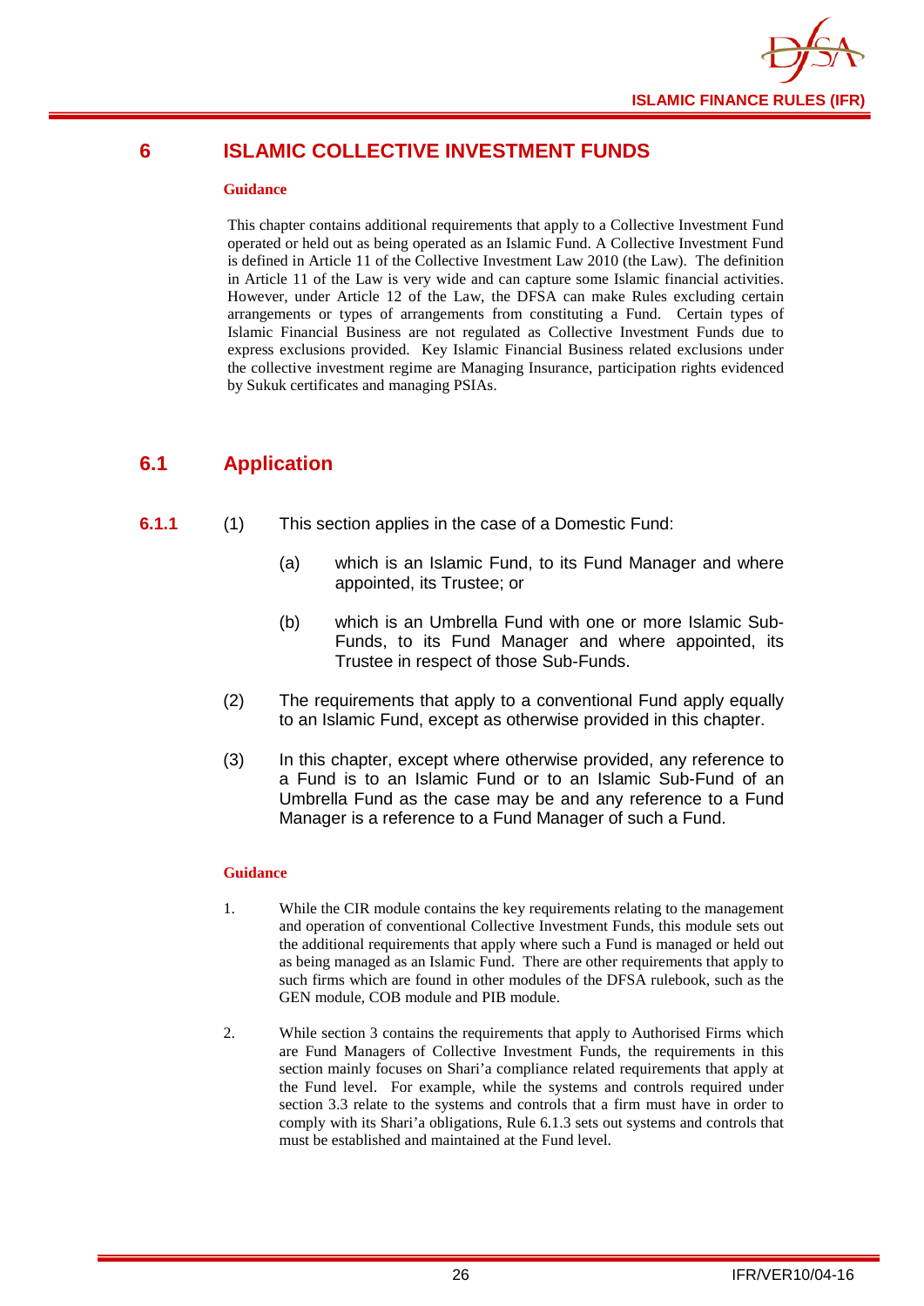# 6 ISLAMIC COLLECTIVE INVESTMENT FUNDS

**Guidance**

This chapter contains additional requirements that apply to a Collective Investment Fund operated or held out as being operated as an Islamic Fund. A Collective Investment Fund is defined in Article 11 of the Collective Investment Law 2010 (the Law). The definition in Article 11 of the Law is very wide and can capture some Islamic financial activities. However, under Article 12 of the Law, the DFSA can make Rules excluding certain arrangements or types of arrangements from constituting a Fund. Certain types of Islamic Financial Business are not regulated as Collective Investment Funds due to express exclusions provided. Key Islamic Financial Business related exclusions under the collective investment regime are Managing Insurance, participation rights evidenced by Sukuk certificates and managing PSIAs.

## 6.1 Application

**6.1.1** (1) This section applies in the case of a Domestic Fund:

(a) which is an Islamic Fund, to its Fund Manager and where appointed, its Trustee; or

(b) which is an Umbrella Fund with one or more Islamic Sub-Funds, to its Fund Manager and where appointed, its Trustee in respect of those Sub-Funds.

(2) The requirements that apply to a conventional Fund apply equally to an Islamic Fund, except as otherwise provided in this chapter.

(3) In this chapter, except where otherwise provided, any reference to a Fund is to an Islamic Fund or to an Islamic Sub-Fund of an Umbrella Fund as the case may be and any reference to a Fund Manager is a reference to a Fund Manager of such a Fund.

**Guidance**

1. While the CIR module contains the key requirements relating to the management and operation of conventional Collective Investment Funds, this module sets out the additional requirements that apply where such a Fund is managed or held out as being managed as an Islamic Fund. There are other requirements that apply to such firms which are found in other modules of the DFSA rulebook, such as the GEN module, COB module and PIB module.

2. While section 3 contains the requirements that apply to Authorised Firms which are Fund Managers of Collective Investment Funds, the requirements in this section mainly focuses on Shari'a compliance related requirements that apply at the Fund level. For example, while the systems and controls required under section 3.3 relate to the systems and controls that a firm must have in order to comply with its Shari'a obligations, Rule 6.1.3 sets out systems and controls that must be established and maintained at the Fund level.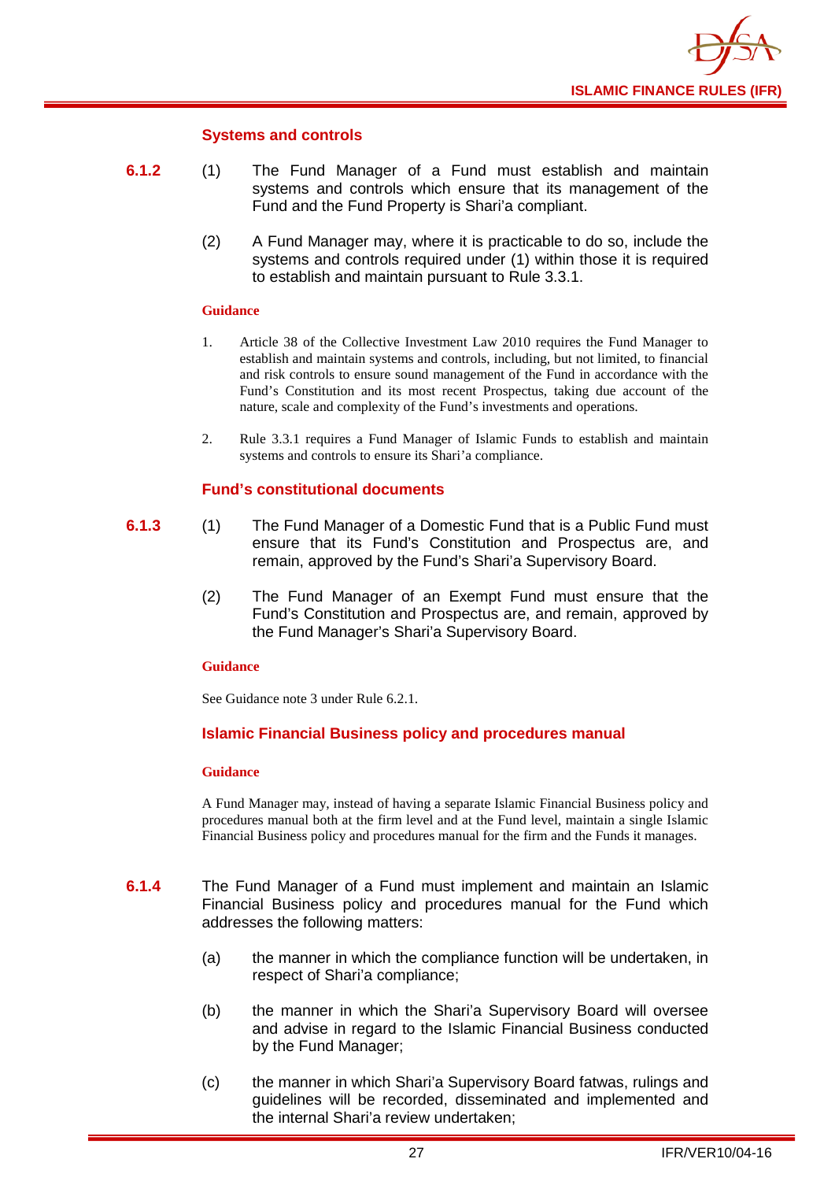### Systems and controls

**6.1.2** (1) The Fund Manager of a Fund must establish and maintain systems and controls which ensure that its management of the Fund and the Fund Property is Shari'a compliant.

(2) A Fund Manager may, where it is practicable to do so, include the systems and controls required under (1) within those it is required to establish and maintain pursuant to Rule 3.3.1.

**Guidance**

1. Article 38 of the Collective Investment Law 2010 requires the Fund Manager to establish and maintain systems and controls, including, but not limited, to financial and risk controls to ensure sound management of the Fund in accordance with the Fund's Constitution and its most recent Prospectus, taking due account of the nature, scale and complexity of the Fund's investments and operations.

2. Rule 3.3.1 requires a Fund Manager of Islamic Funds to establish and maintain systems and controls to ensure its Shari'a compliance.

### Fund's constitutional documents

**6.1.3** (1) The Fund Manager of a Domestic Fund that is a Public Fund must ensure that its Fund's Constitution and Prospectus are, and remain, approved by the Fund's Shari'a Supervisory Board.

(2) The Fund Manager of an Exempt Fund must ensure that the Fund's Constitution and Prospectus are, and remain, approved by the Fund Manager's Shari'a Supervisory Board.

**Guidance**

See Guidance note 3 under Rule 6.2.1.

### Islamic Financial Business policy and procedures manual

**Guidance**

A Fund Manager may, instead of having a separate Islamic Financial Business policy and procedures manual both at the firm level and at the Fund level, maintain a single Islamic Financial Business policy and procedures manual for the firm and the Funds it manages.

**6.1.4** The Fund Manager of a Fund must implement and maintain an Islamic Financial Business policy and procedures manual for the Fund which addresses the following matters:

(a) the manner in which the compliance function will be undertaken, in respect of Shari'a compliance;

(b) the manner in which the Shari'a Supervisory Board will oversee and advise in regard to the Islamic Financial Business conducted by the Fund Manager;

(c) the manner in which Shari'a Supervisory Board fatwas, rulings and guidelines will be recorded, disseminated and implemented and the internal Shari'a review undertaken;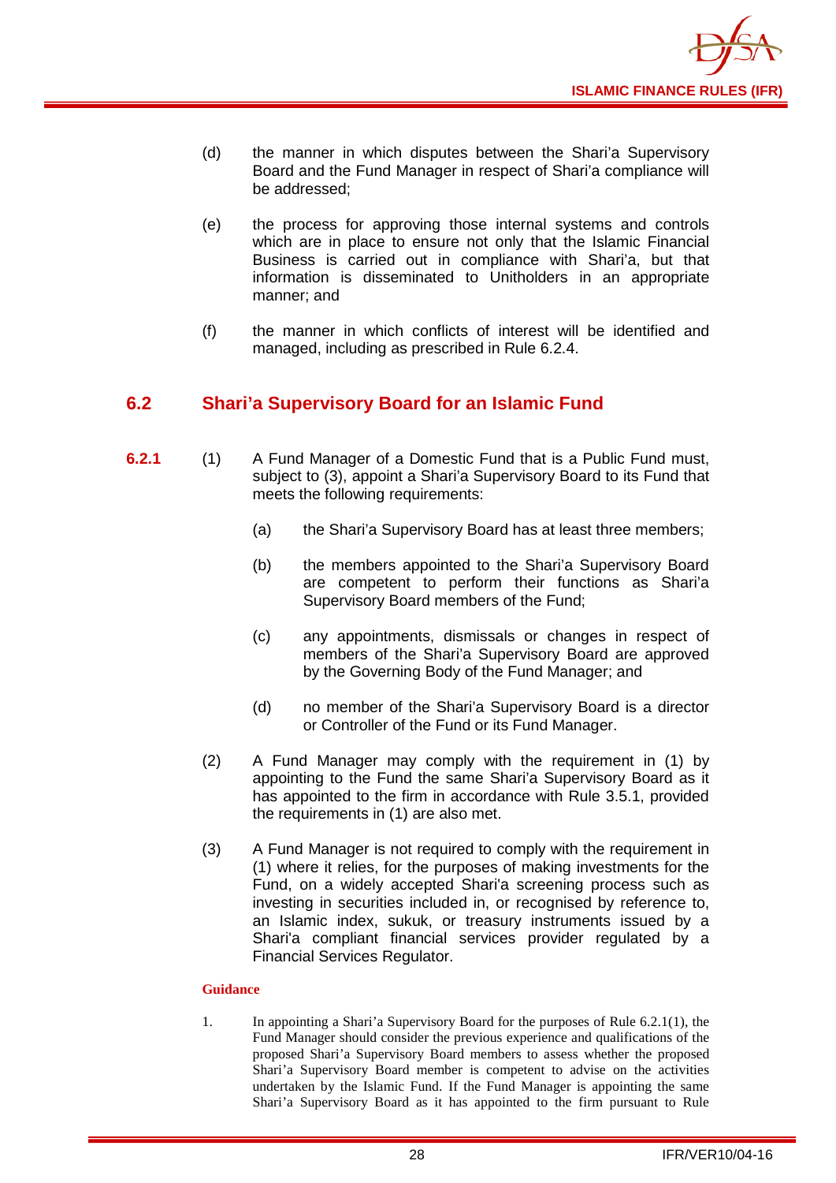(d) the manner in which disputes between the Shari'a Supervisory Board and the Fund Manager in respect of Shari'a compliance will be addressed;

(e) the process for approving those internal systems and controls which are in place to ensure not only that the Islamic Financial Business is carried out in compliance with Shari'a, but that information is disseminated to Unitholders in an appropriate manner; and

(f) the manner in which conflicts of interest will be identified and managed, including as prescribed in Rule 6.2.4.

## 6.2 Shari'a Supervisory Board for an Islamic Fund

**6.2.1** (1) A Fund Manager of a Domestic Fund that is a Public Fund must, subject to (3), appoint a Shari'a Supervisory Board to its Fund that meets the following requirements:

(a) the Shari'a Supervisory Board has at least three members;

(b) the members appointed to the Shari'a Supervisory Board are competent to perform their functions as Shari'a Supervisory Board members of the Fund;

(c) any appointments, dismissals or changes in respect of members of the Shari'a Supervisory Board are approved by the Governing Body of the Fund Manager; and

(d) no member of the Shari'a Supervisory Board is a director or Controller of the Fund or its Fund Manager.

(2) A Fund Manager may comply with the requirement in (1) by appointing to the Fund the same Shari'a Supervisory Board as it has appointed to the firm in accordance with Rule 3.5.1, provided the requirements in (1) are also met.

(3) A Fund Manager is not required to comply with the requirement in (1) where it relies, for the purposes of making investments for the Fund, on a widely accepted Shari'a screening process such as investing in securities included in, or recognised by reference to, an Islamic index, sukuk, or treasury instruments issued by a Shari'a compliant financial services provider regulated by a Financial Services Regulator.

**Guidance**

1. In appointing a Shari'a Supervisory Board for the purposes of Rule 6.2.1(1), the Fund Manager should consider the previous experience and qualifications of the proposed Shari'a Supervisory Board members to assess whether the proposed Shari'a Supervisory Board member is competent to advise on the activities undertaken by the Islamic Fund. If the Fund Manager is appointing the same Shari'a Supervisory Board as it has appointed to the firm pursuant to Rule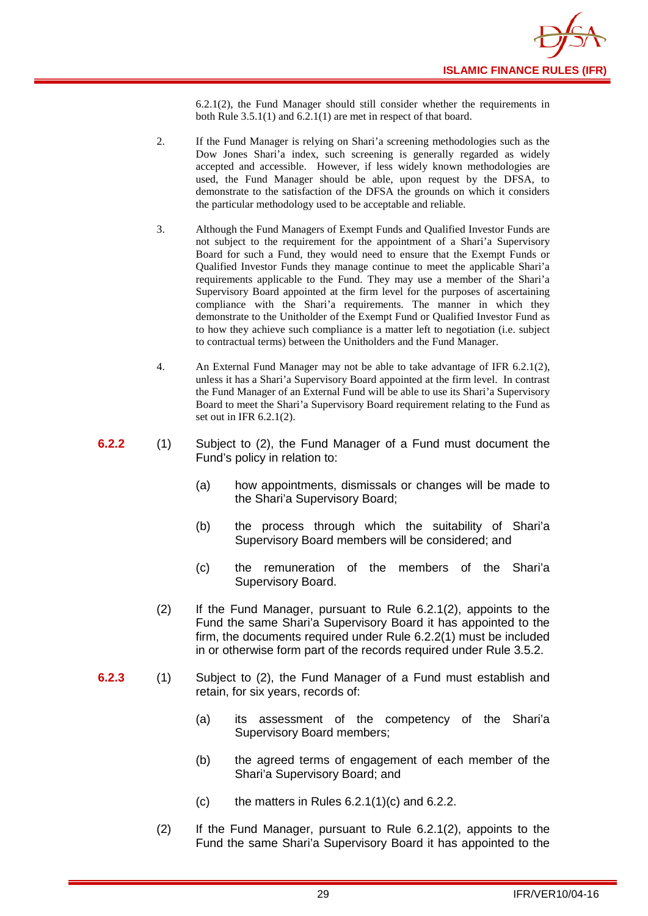6.2.1(2), the Fund Manager should still consider whether the requirements in both Rule 3.5.1(1) and 6.2.1(1) are met in respect of that board.

2. If the Fund Manager is relying on Shari'a screening methodologies such as the Dow Jones Shari'a index, such screening is generally regarded as widely accepted and accessible. However, if less widely known methodologies are used, the Fund Manager should be able, upon request by the DFSA, to demonstrate to the satisfaction of the DFSA the grounds on which it considers the particular methodology used to be acceptable and reliable.

3. Although the Fund Managers of Exempt Funds and Qualified Investor Funds are not subject to the requirement for the appointment of a Shari'a Supervisory Board for such a Fund, they would need to ensure that the Exempt Funds or Qualified Investor Funds they manage continue to meet the applicable Shari'a requirements applicable to the Fund. They may use a member of the Shari'a Supervisory Board appointed at the firm level for the purposes of ascertaining compliance with the Shari'a requirements. The manner in which they demonstrate to the Unitholder of the Exempt Fund or Qualified Investor Fund as to how they achieve such compliance is a matter left to negotiation (i.e. subject to contractual terms) between the Unitholders and the Fund Manager.

4. An External Fund Manager may not be able to take advantage of IFR 6.2.1(2), unless it has a Shari'a Supervisory Board appointed at the firm level. In contrast the Fund Manager of an External Fund will be able to use its Shari'a Supervisory Board to meet the Shari'a Supervisory Board requirement relating to the Fund as set out in IFR 6.2.1(2).

**6.2.2** (1) Subject to (2), the Fund Manager of a Fund must document the Fund's policy in relation to:

(a) how appointments, dismissals or changes will be made to the Shari'a Supervisory Board;

(b) the process through which the suitability of Shari'a Supervisory Board members will be considered; and

(c) the remuneration of the members of the Shari'a Supervisory Board.

(2) If the Fund Manager, pursuant to Rule 6.2.1(2), appoints to the Fund the same Shari'a Supervisory Board it has appointed to the firm, the documents required under Rule 6.2.2(1) must be included in or otherwise form part of the records required under Rule 3.5.2.

**6.2.3** (1) Subject to (2), the Fund Manager of a Fund must establish and retain, for six years, records of:

(a) its assessment of the competency of the Shari'a Supervisory Board members;

(b) the agreed terms of engagement of each member of the Shari'a Supervisory Board; and

(c) the matters in Rules 6.2.1(1)(c) and 6.2.2.

(2) If the Fund Manager, pursuant to Rule 6.2.1(2), appoints to the Fund the same Shari'a Supervisory Board it has appointed to the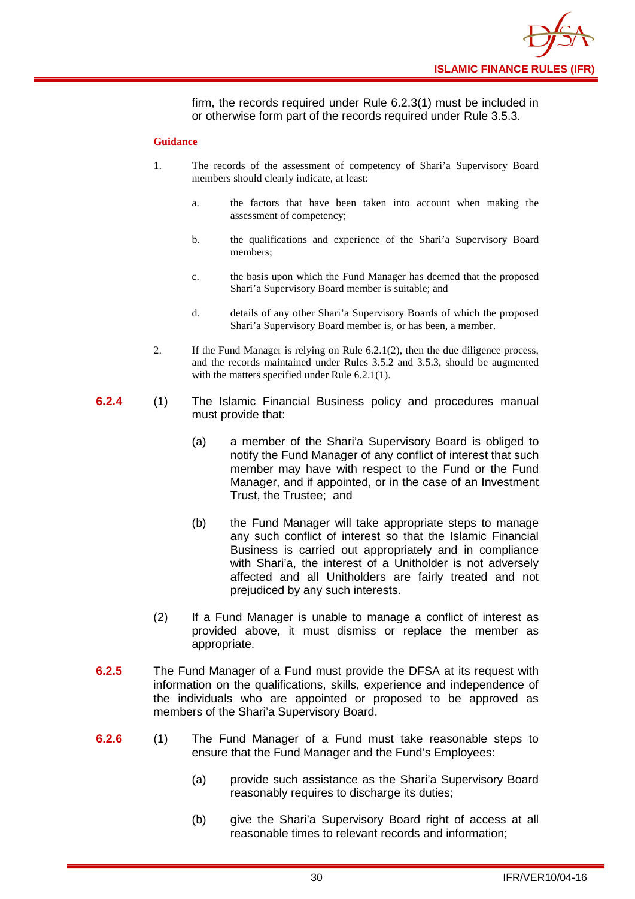firm, the records required under Rule 6.2.3(1) must be included in or otherwise form part of the records required under Rule 3.5.3.

**Guidance**

1. The records of the assessment of competency of Shari'a Supervisory Board members should clearly indicate, at least:

   a. the factors that have been taken into account when making the assessment of competency;

   b. the qualifications and experience of the Shari'a Supervisory Board members;

   c. the basis upon which the Fund Manager has deemed that the proposed Shari'a Supervisory Board member is suitable; and

   d. details of any other Shari'a Supervisory Boards of which the proposed Shari'a Supervisory Board member is, or has been, a member.

2. If the Fund Manager is relying on Rule 6.2.1(2), then the due diligence process, and the records maintained under Rules 3.5.2 and 3.5.3, should be augmented with the matters specified under Rule 6.2.1(1).

**6.2.4** (1) The Islamic Financial Business policy and procedures manual must provide that:

(a) a member of the Shari'a Supervisory Board is obliged to notify the Fund Manager of any conflict of interest that such member may have with respect to the Fund or the Fund Manager, and if appointed, or in the case of an Investment Trust, the Trustee; and

(b) the Fund Manager will take appropriate steps to manage any such conflict of interest so that the Islamic Financial Business is carried out appropriately and in compliance with Shari'a, the interest of a Unitholder is not adversely affected and all Unitholders are fairly treated and not prejudiced by any such interests.

(2) If a Fund Manager is unable to manage a conflict of interest as provided above, it must dismiss or replace the member as appropriate.

**6.2.5** The Fund Manager of a Fund must provide the DFSA at its request with information on the qualifications, skills, experience and independence of the individuals who are appointed or proposed to be approved as members of the Shari'a Supervisory Board.

**6.2.6** (1) The Fund Manager of a Fund must take reasonable steps to ensure that the Fund Manager and the Fund's Employees:

(a) provide such assistance as the Shari'a Supervisory Board reasonably requires to discharge its duties;

(b) give the Shari'a Supervisory Board right of access at all reasonable times to relevant records and information;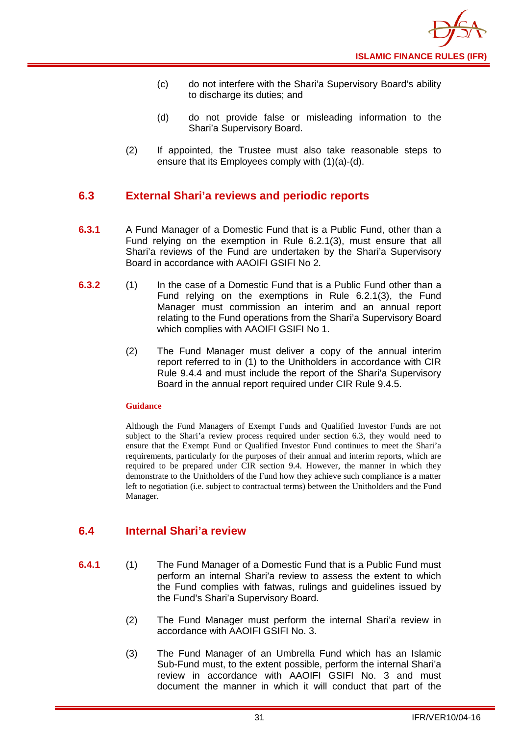(c) do not interfere with the Shari'a Supervisory Board's ability to discharge its duties; and

(d) do not provide false or misleading information to the Shari'a Supervisory Board.

(2) If appointed, the Trustee must also take reasonable steps to ensure that its Employees comply with (1)(a)-(d).

## 6.3 External Shari'a reviews and periodic reports

**6.3.1** A Fund Manager of a Domestic Fund that is a Public Fund, other than a Fund relying on the exemption in Rule 6.2.1(3), must ensure that all Shari'a reviews of the Fund are undertaken by the Shari'a Supervisory Board in accordance with AAOIFI GSIFI No 2.

**6.3.2** (1) In the case of a Domestic Fund that is a Public Fund other than a Fund relying on the exemptions in Rule 6.2.1(3), the Fund Manager must commission an interim and an annual report relating to the Fund operations from the Shari'a Supervisory Board which complies with AAOIFI GSIFI No 1.

(2) The Fund Manager must deliver a copy of the annual interim report referred to in (1) to the Unitholders in accordance with CIR Rule 9.4.4 and must include the report of the Shari'a Supervisory Board in the annual report required under CIR Rule 9.4.5.

**Guidance**

Although the Fund Managers of Exempt Funds and Qualified Investor Funds are not subject to the Shari'a review process required under section 6.3, they would need to ensure that the Exempt Fund or Qualified Investor Fund continues to meet the Shari'a requirements, particularly for the purposes of their annual and interim reports, which are required to be prepared under CIR section 9.4. However, the manner in which they demonstrate to the Unitholders of the Fund how they achieve such compliance is a matter left to negotiation (i.e. subject to contractual terms) between the Unitholders and the Fund Manager.

## 6.4 Internal Shari'a review

**6.4.1** (1) The Fund Manager of a Domestic Fund that is a Public Fund must perform an internal Shari'a review to assess the extent to which the Fund complies with fatwas, rulings and guidelines issued by the Fund's Shari'a Supervisory Board.

(2) The Fund Manager must perform the internal Shari'a review in accordance with AAOIFI GSIFI No. 3.

(3) The Fund Manager of an Umbrella Fund which has an Islamic Sub-Fund must, to the extent possible, perform the internal Shari'a review in accordance with AAOIFI GSIFI No. 3 and must document the manner in which it will conduct that part of the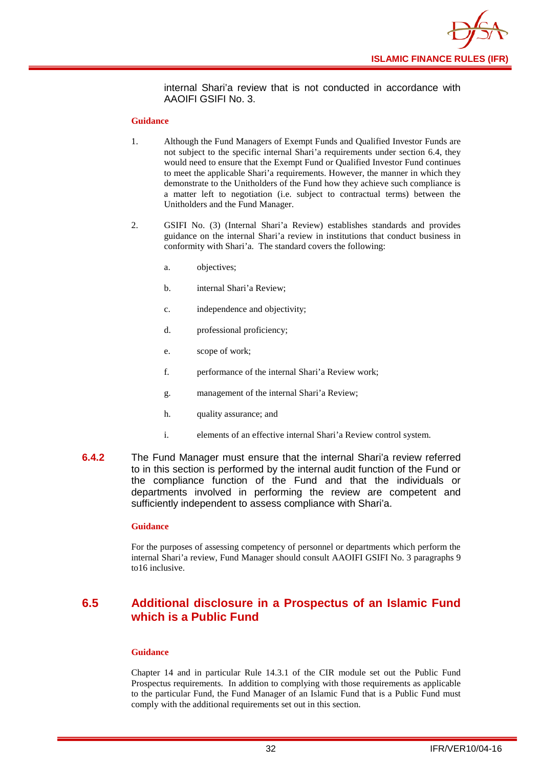internal Shari'a review that is not conducted in accordance with AAOIFI GSIFI No. 3.

**Guidance**

1. Although the Fund Managers of Exempt Funds and Qualified Investor Funds are not subject to the specific internal Shari'a requirements under section 6.4, they would need to ensure that the Exempt Fund or Qualified Investor Fund continues to meet the applicable Shari'a requirements. However, the manner in which they demonstrate to the Unitholders of the Fund how they achieve such compliance is a matter left to negotiation (i.e. subject to contractual terms) between the Unitholders and the Fund Manager.

2. GSIFI No. (3) (Internal Shari'a Review) establishes standards and provides guidance on the internal Shari'a review in institutions that conduct business in conformity with Shari'a. The standard covers the following:

   a. objectives;

   b. internal Shari'a Review;

   c. independence and objectivity;

   d. professional proficiency;

   e. scope of work;

   f. performance of the internal Shari'a Review work;

   g. management of the internal Shari'a Review;

   h. quality assurance; and

   i. elements of an effective internal Shari'a Review control system.

**6.4.2** The Fund Manager must ensure that the internal Shari'a review referred to in this section is performed by the internal audit function of the Fund or the compliance function of the Fund and that the individuals or departments involved in performing the review are competent and sufficiently independent to assess compliance with Shari'a.

**Guidance**

For the purposes of assessing competency of personnel or departments which perform the internal Shari'a review, Fund Manager should consult AAOIFI GSIFI No. 3 paragraphs 9 to16 inclusive.

## 6.5 Additional disclosure in a Prospectus of an Islamic Fund which is a Public Fund

**Guidance**

Chapter 14 and in particular Rule 14.3.1 of the CIR module set out the Public Fund Prospectus requirements. In addition to complying with those requirements as applicable to the particular Fund, the Fund Manager of an Islamic Fund that is a Public Fund must comply with the additional requirements set out in this section.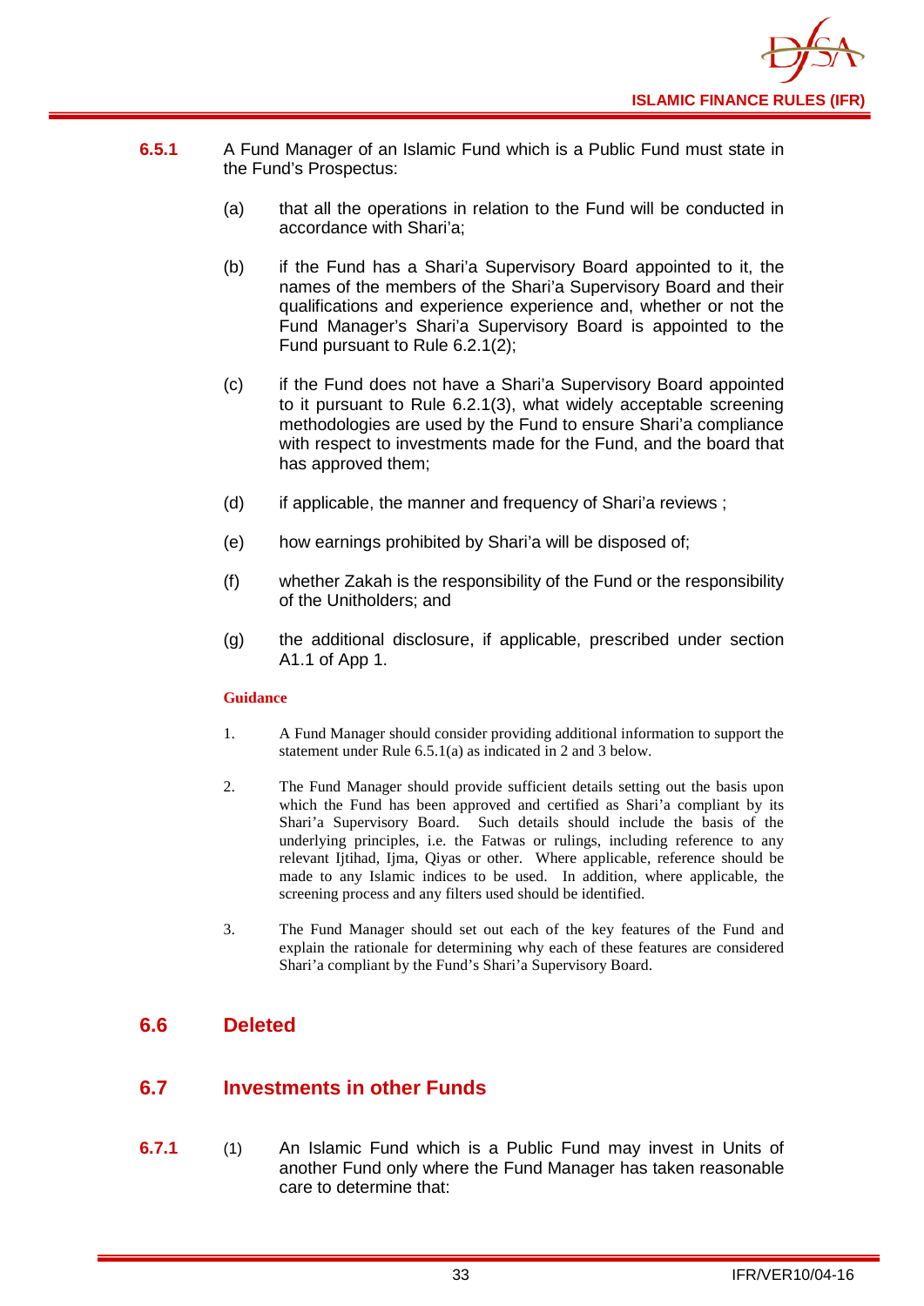**6.5.1** A Fund Manager of an Islamic Fund which is a Public Fund must state in the Fund's Prospectus:

(a) that all the operations in relation to the Fund will be conducted in accordance with Shari'a;

(b) if the Fund has a Shari'a Supervisory Board appointed to it, the names of the members of the Shari'a Supervisory Board and their qualifications and experience experience and, whether or not the Fund Manager's Shari'a Supervisory Board is appointed to the Fund pursuant to Rule 6.2.1(2);

(c) if the Fund does not have a Shari'a Supervisory Board appointed to it pursuant to Rule 6.2.1(3), what widely acceptable screening methodologies are used by the Fund to ensure Shari'a compliance with respect to investments made for the Fund, and the board that has approved them;

(d) if applicable, the manner and frequency of Shari'a reviews ;

(e) how earnings prohibited by Shari'a will be disposed of;

(f) whether Zakah is the responsibility of the Fund or the responsibility of the Unitholders; and

(g) the additional disclosure, if applicable, prescribed under section A1.1 of App 1.

**Guidance**

1. A Fund Manager should consider providing additional information to support the statement under Rule 6.5.1(a) as indicated in 2 and 3 below.

2. The Fund Manager should provide sufficient details setting out the basis upon which the Fund has been approved and certified as Shari'a compliant by its Shari'a Supervisory Board. Such details should include the basis of the underlying principles, i.e. the Fatwas or rulings, including reference to any relevant Ijtihad, Ijma, Qiyas or other. Where applicable, reference should be made to any Islamic indices to be used. In addition, where applicable, the screening process and any filters used should be identified.

3. The Fund Manager should set out each of the key features of the Fund and explain the rationale for determining why each of these features are considered Shari'a compliant by the Fund's Shari'a Supervisory Board.

## 6.6 Deleted

## 6.7 Investments in other Funds

**6.7.1** (1) An Islamic Fund which is a Public Fund may invest in Units of another Fund only where the Fund Manager has taken reasonable care to determine that: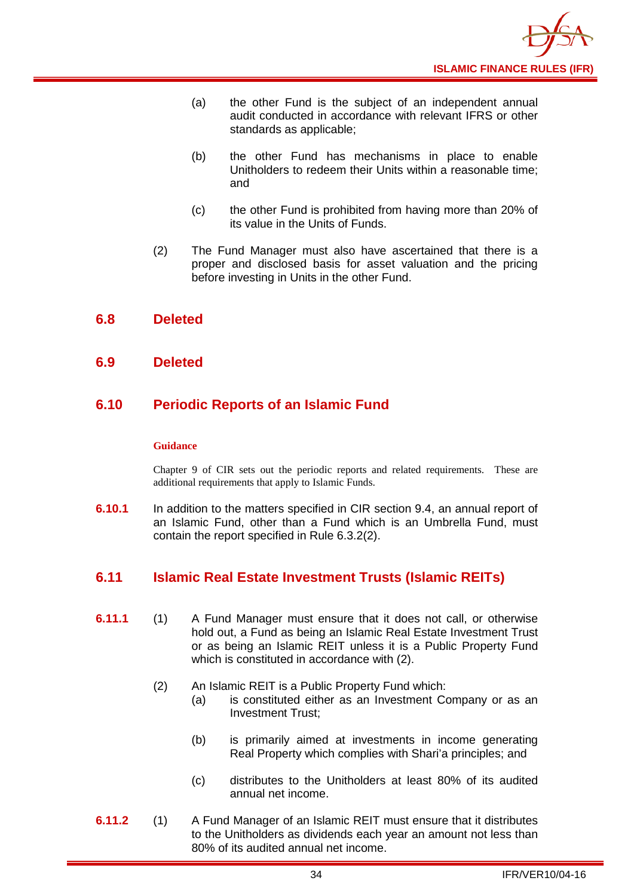(a) the other Fund is the subject of an independent annual audit conducted in accordance with relevant IFRS or other standards as applicable;

(b) the other Fund has mechanisms in place to enable Unitholders to redeem their Units within a reasonable time; and

(c) the other Fund is prohibited from having more than 20% of its value in the Units of Funds.

(2) The Fund Manager must also have ascertained that there is a proper and disclosed basis for asset valuation and the pricing before investing in Units in the other Fund.

## 6.8 Deleted

## 6.9 Deleted

## 6.10 Periodic Reports of an Islamic Fund

**Guidance**

Chapter 9 of CIR sets out the periodic reports and related requirements. These are additional requirements that apply to Islamic Funds.

**6.10.1** In addition to the matters specified in CIR section 9.4, an annual report of an Islamic Fund, other than a Fund which is an Umbrella Fund, must contain the report specified in Rule 6.3.2(2).

## 6.11 Islamic Real Estate Investment Trusts (Islamic REITs)

**6.11.1** (1) A Fund Manager must ensure that it does not call, or otherwise hold out, a Fund as being an Islamic Real Estate Investment Trust or as being an Islamic REIT unless it is a Public Property Fund which is constituted in accordance with (2).

(2) An Islamic REIT is a Public Property Fund which:

(a) is constituted either as an Investment Company or as an Investment Trust;

(b) is primarily aimed at investments in income generating Real Property which complies with Shari'a principles; and

(c) distributes to the Unitholders at least 80% of its audited annual net income.

**6.11.2** (1) A Fund Manager of an Islamic REIT must ensure that it distributes to the Unitholders as dividends each year an amount not less than 80% of its audited annual net income.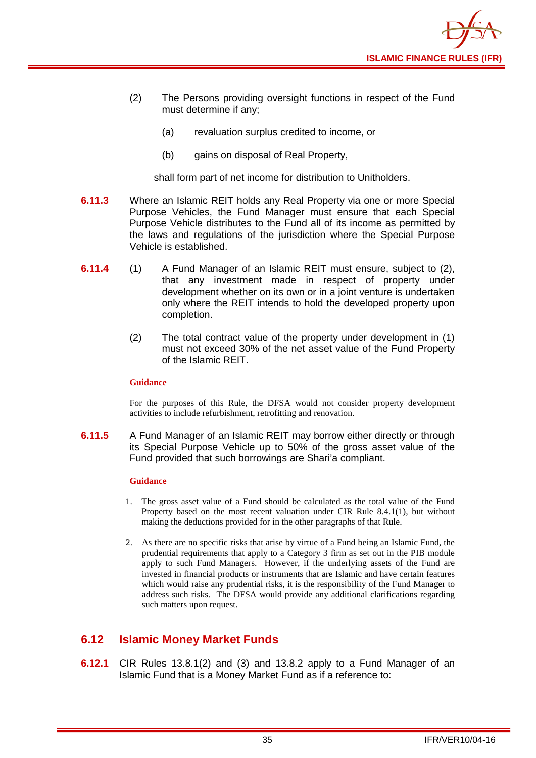(2) The Persons providing oversight functions in respect of the Fund must determine if any;

(a) revaluation surplus credited to income, or

(b) gains on disposal of Real Property,

shall form part of net income for distribution to Unitholders.

**6.11.3** Where an Islamic REIT holds any Real Property via one or more Special Purpose Vehicles, the Fund Manager must ensure that each Special Purpose Vehicle distributes to the Fund all of its income as permitted by the laws and regulations of the jurisdiction where the Special Purpose Vehicle is established.

**6.11.4** (1) A Fund Manager of an Islamic REIT must ensure, subject to (2), that any investment made in respect of property under development whether on its own or in a joint venture is undertaken only where the REIT intends to hold the developed property upon completion.

(2) The total contract value of the property under development in (1) must not exceed 30% of the net asset value of the Fund Property of the Islamic REIT.

**Guidance**

For the purposes of this Rule, the DFSA would not consider property development activities to include refurbishment, retrofitting and renovation.

**6.11.5** A Fund Manager of an Islamic REIT may borrow either directly or through its Special Purpose Vehicle up to 50% of the gross asset value of the Fund provided that such borrowings are Shari'a compliant.

**Guidance**

1. The gross asset value of a Fund should be calculated as the total value of the Fund Property based on the most recent valuation under CIR Rule 8.4.1(1), but without making the deductions provided for in the other paragraphs of that Rule.

2. As there are no specific risks that arise by virtue of a Fund being an Islamic Fund, the prudential requirements that apply to a Category 3 firm as set out in the PIB module apply to such Fund Managers. However, if the underlying assets of the Fund are invested in financial products or instruments that are Islamic and have certain features which would raise any prudential risks, it is the responsibility of the Fund Manager to address such risks. The DFSA would provide any additional clarifications regarding such matters upon request.

## 6.12 Islamic Money Market Funds

**6.12.1** CIR Rules 13.8.1(2) and (3) and 13.8.2 apply to a Fund Manager of an Islamic Fund that is a Money Market Fund as if a reference to: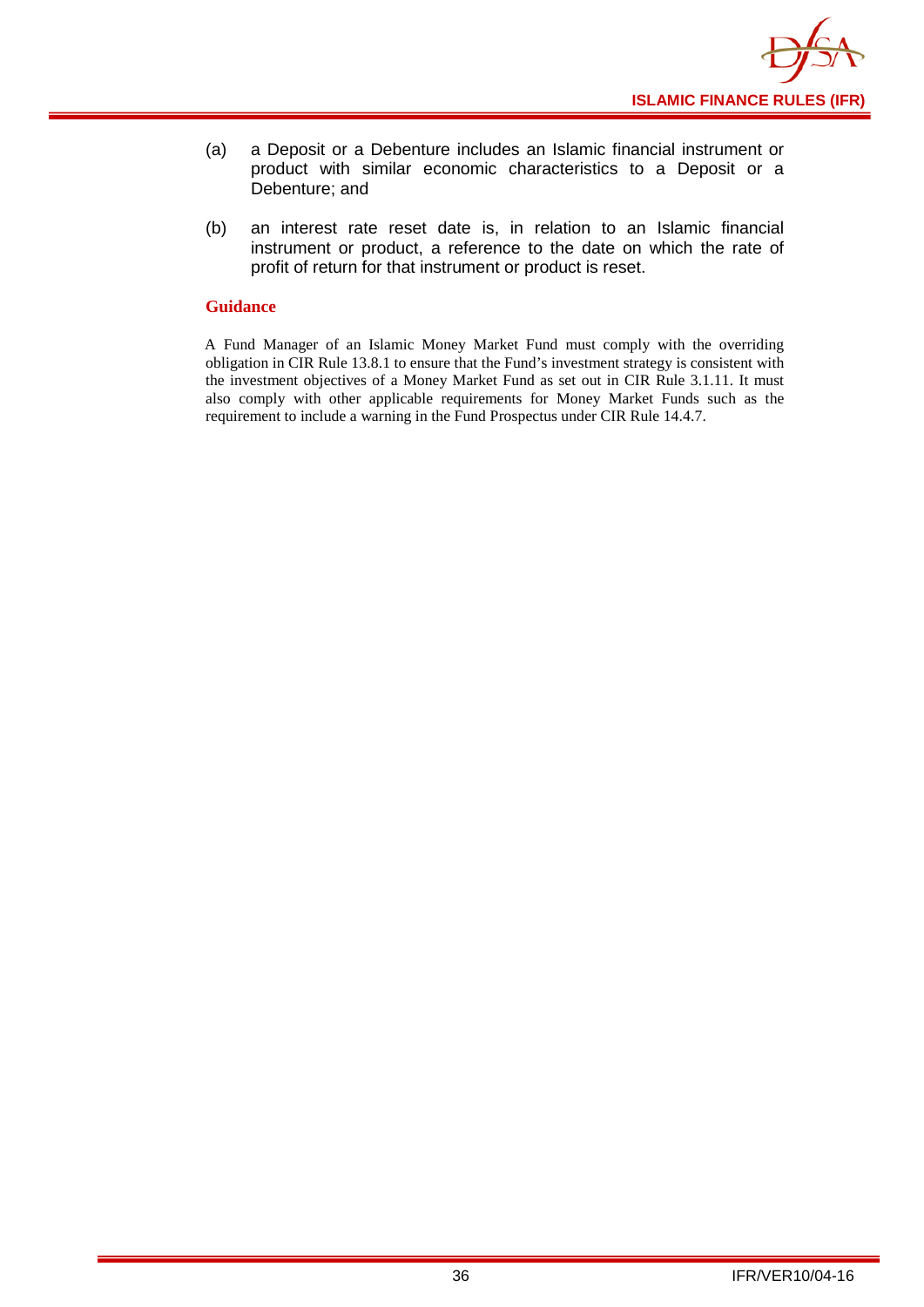(a) a Deposit or a Debenture includes an Islamic financial instrument or product with similar economic characteristics to a Deposit or a Debenture; and

(b) an interest rate reset date is, in relation to an Islamic financial instrument or product, a reference to the date on which the rate of profit of return for that instrument or product is reset.

**Guidance**

A Fund Manager of an Islamic Money Market Fund must comply with the overriding obligation in CIR Rule 13.8.1 to ensure that the Fund's investment strategy is consistent with the investment objectives of a Money Market Fund as set out in CIR Rule 3.1.11. It must also comply with other applicable requirements for Money Market Funds such as the requirement to include a warning in the Fund Prospectus under CIR Rule 14.4.7.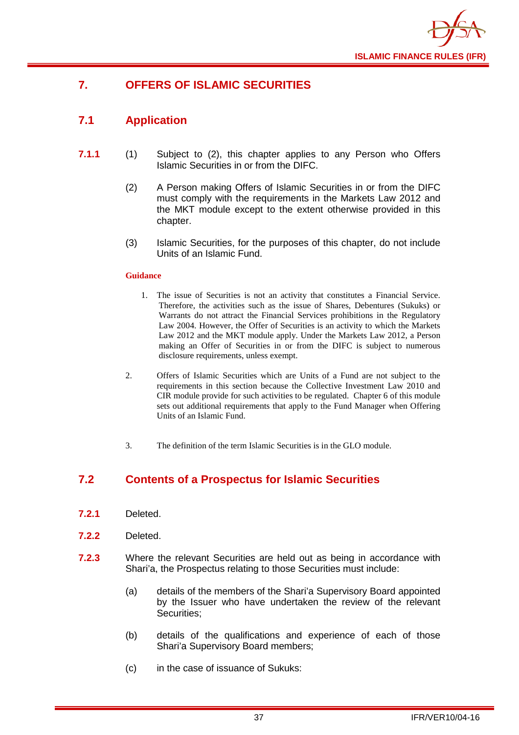# 7. OFFERS OF ISLAMIC SECURITIES

## 7.1 Application

**7.1.1** (1) Subject to (2), this chapter applies to any Person who Offers Islamic Securities in or from the DIFC.

(2) A Person making Offers of Islamic Securities in or from the DIFC must comply with the requirements in the Markets Law 2012 and the MKT module except to the extent otherwise provided in this chapter.

(3) Islamic Securities, for the purposes of this chapter, do not include Units of an Islamic Fund.

**Guidance**

1. The issue of Securities is not an activity that constitutes a Financial Service. Therefore, the activities such as the issue of Shares, Debentures (Sukuks) or Warrants do not attract the Financial Services prohibitions in the Regulatory Law 2004. However, the Offer of Securities is an activity to which the Markets Law 2012 and the MKT module apply. Under the Markets Law 2012, a Person making an Offer of Securities in or from the DIFC is subject to numerous disclosure requirements, unless exempt.

2. Offers of Islamic Securities which are Units of a Fund are not subject to the requirements in this section because the Collective Investment Law 2010 and CIR module provide for such activities to be regulated. Chapter 6 of this module sets out additional requirements that apply to the Fund Manager when Offering Units of an Islamic Fund.

3. The definition of the term Islamic Securities is in the GLO module.

## 7.2 Contents of a Prospectus for Islamic Securities

**7.2.1** Deleted.

**7.2.2** Deleted.

**7.2.3** Where the relevant Securities are held out as being in accordance with Shari'a, the Prospectus relating to those Securities must include:

(a) details of the members of the Shari'a Supervisory Board appointed by the Issuer who have undertaken the review of the relevant Securities;

(b) details of the qualifications and experience of each of those Shari'a Supervisory Board members;

(c) in the case of issuance of Sukuks: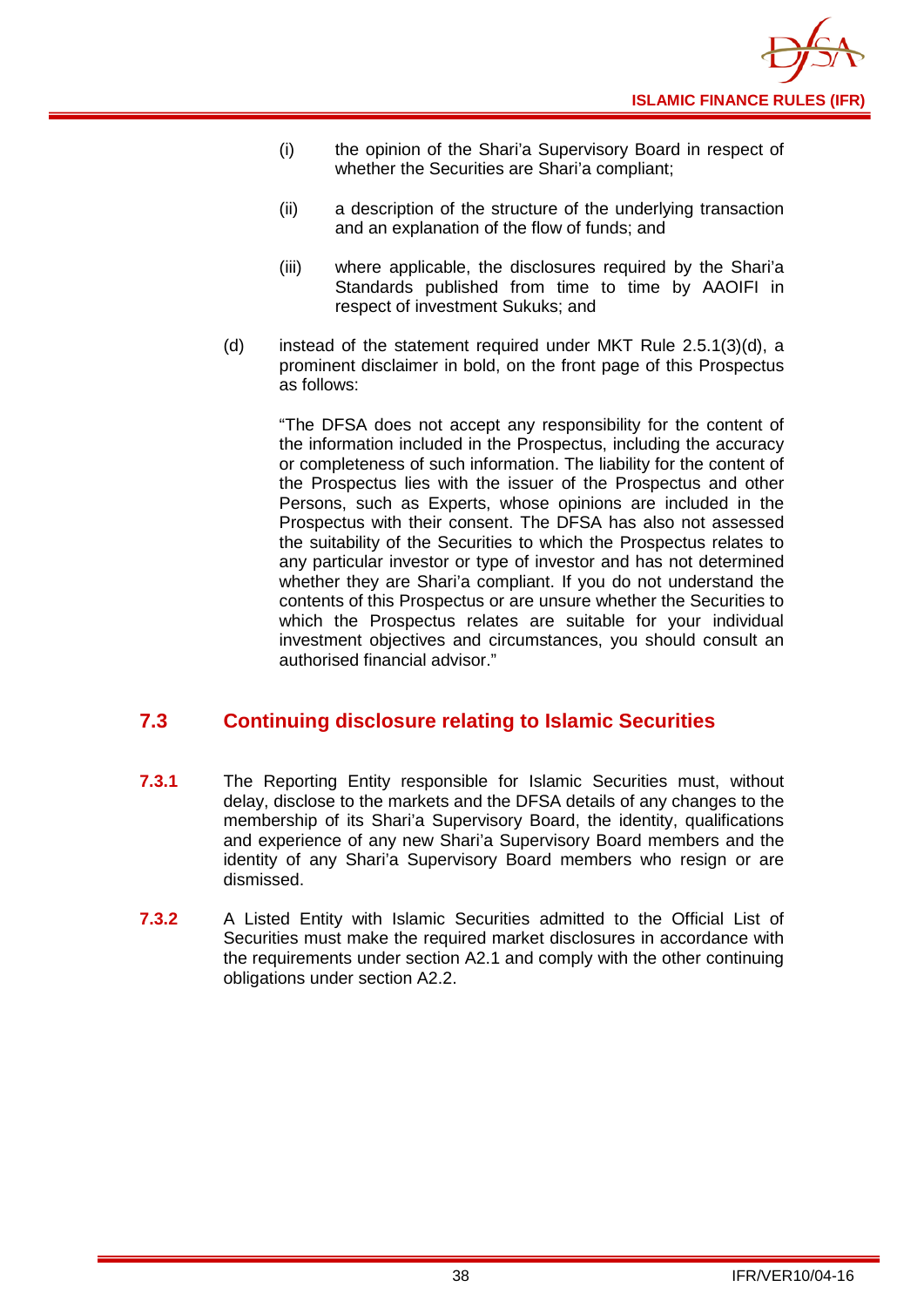(i) the opinion of the Shari'a Supervisory Board in respect of whether the Securities are Shari'a compliant;

(ii) a description of the structure of the underlying transaction and an explanation of the flow of funds; and

(iii) where applicable, the disclosures required by the Shari'a Standards published from time to time by AAOIFI in respect of investment Sukuks; and

(d) instead of the statement required under MKT Rule 2.5.1(3)(d), a prominent disclaimer in bold, on the front page of this Prospectus as follows:

"The DFSA does not accept any responsibility for the content of the information included in the Prospectus, including the accuracy or completeness of such information. The liability for the content of the Prospectus lies with the issuer of the Prospectus and other Persons, such as Experts, whose opinions are included in the Prospectus with their consent. The DFSA has also not assessed the suitability of the Securities to which the Prospectus relates to any particular investor or type of investor and has not determined whether they are Shari'a compliant. If you do not understand the contents of this Prospectus or are unsure whether the Securities to which the Prospectus relates are suitable for your individual investment objectives and circumstances, you should consult an authorised financial advisor."

## 7.3 Continuing disclosure relating to Islamic Securities

**7.3.1** The Reporting Entity responsible for Islamic Securities must, without delay, disclose to the markets and the DFSA details of any changes to the membership of its Shari'a Supervisory Board, the identity, qualifications and experience of any new Shari'a Supervisory Board members and the identity of any Shari'a Supervisory Board members who resign or are dismissed.

**7.3.2** A Listed Entity with Islamic Securities admitted to the Official List of Securities must make the required market disclosures in accordance with the requirements under section A2.1 and comply with the other continuing obligations under section A2.2.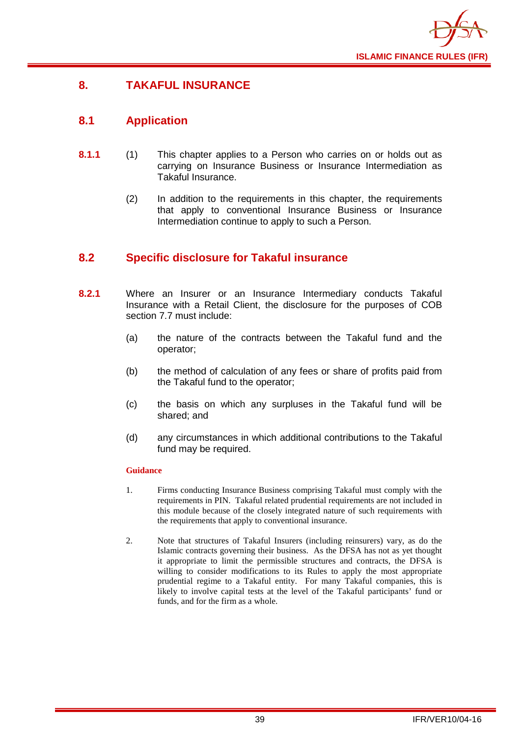# 8. TAKAFUL INSURANCE

## 8.1 Application

**8.1.1** (1) This chapter applies to a Person who carries on or holds out as carrying on Insurance Business or Insurance Intermediation as Takaful Insurance.

(2) In addition to the requirements in this chapter, the requirements that apply to conventional Insurance Business or Insurance Intermediation continue to apply to such a Person.

## 8.2 Specific disclosure for Takaful insurance

**8.2.1** Where an Insurer or an Insurance Intermediary conducts Takaful Insurance with a Retail Client, the disclosure for the purposes of COB section 7.7 must include:

(a) the nature of the contracts between the Takaful fund and the operator;

(b) the method of calculation of any fees or share of profits paid from the Takaful fund to the operator;

(c) the basis on which any surpluses in the Takaful fund will be shared; and

(d) any circumstances in which additional contributions to the Takaful fund may be required.

**Guidance**

1. Firms conducting Insurance Business comprising Takaful must comply with the requirements in PIN. Takaful related prudential requirements are not included in this module because of the closely integrated nature of such requirements with the requirements that apply to conventional insurance.

2. Note that structures of Takaful Insurers (including reinsurers) vary, as do the Islamic contracts governing their business. As the DFSA has not as yet thought it appropriate to limit the permissible structures and contracts, the DFSA is willing to consider modifications to its Rules to apply the most appropriate prudential regime to a Takaful entity. For many Takaful companies, this is likely to involve capital tests at the level of the Takaful participants' fund or funds, and for the firm as a whole.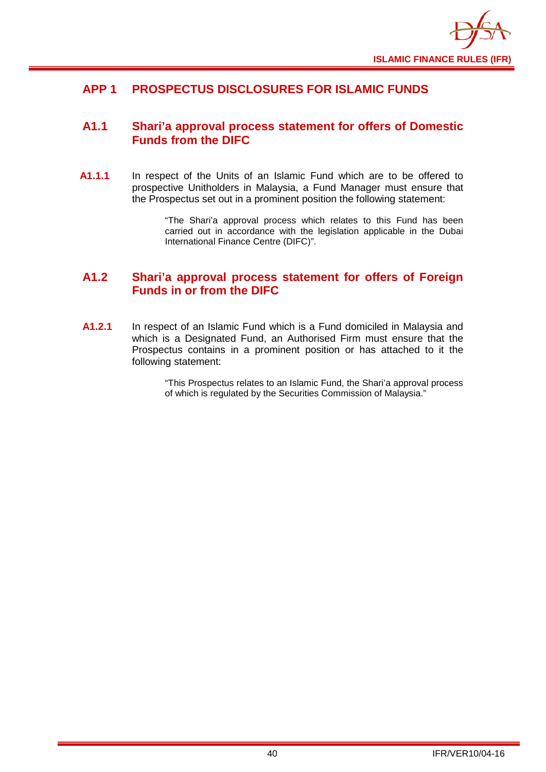# APP 1 PROSPECTUS DISCLOSURES FOR ISLAMIC FUNDS

## A1.1 Shari'a approval process statement for offers of Domestic Funds from the DIFC

**A1.1.1** In respect of the Units of an Islamic Fund which are to be offered to prospective Unitholders in Malaysia, a Fund Manager must ensure that the Prospectus set out in a prominent position the following statement:

> "The Shari'a approval process which relates to this Fund has been carried out in accordance with the legislation applicable in the Dubai International Finance Centre (DIFC)".

## A1.2 Shari'a approval process statement for offers of Foreign Funds in or from the DIFC

**A1.2.1** In respect of an Islamic Fund which is a Fund domiciled in Malaysia and which is a Designated Fund, an Authorised Firm must ensure that the Prospectus contains in a prominent position or has attached to it the following statement:

> "This Prospectus relates to an Islamic Fund, the Shari'a approval process of which is regulated by the Securities Commission of Malaysia."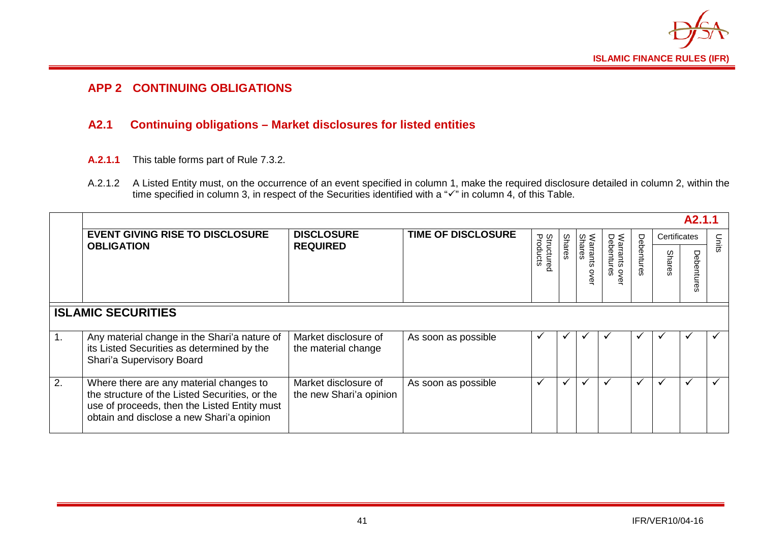## APP 2 CONTINUING OBLIGATIONS

### A2.1 Continuing obligations – Market disclosures for listed entities

**A.2.1.1** This table forms part of Rule 7.3.2.

A.2.1.2 A Listed Entity must, on the occurrence of an event specified in column 1, make the required disclosure detailed in column 2, within the time specified in column 3, in respect of the Securities identified with a "✓" in column 4, of this Table.

| | | | | | | | | | | | **A2.1.1** |
|---|---|---|---|---|---|---|---|---|---|---|---|
| | **EVENT GIVING RISE TO DISCLOSURE OBLIGATION** | **DISCLOSURE REQUIRED** | **TIME OF DISCLOSURE** | Structured Products | Shares | Warrants over Shares | Warrants over Debentures | Debentures | Certificates | | Units |
| | | | | | | | | | Shares | Debentures | |
| **ISLAMIC SECURITIES** | | | | | | | | | | | |
| 1. | Any material change in the Shari'a nature of its Listed Securities as determined by the Shari'a Supervisory Board | Market disclosure of the material change | As soon as possible | ✓ | ✓ | ✓ | ✓ | ✓ | ✓ | ✓ | ✓ |
| 2. | Where there are any material changes to the structure of the Listed Securities, or the use of proceeds, then the Listed Entity must obtain and disclose a new Shari'a opinion | Market disclosure of the new Shari'a opinion | As soon as possible | ✓ | ✓ | ✓ | ✓ | ✓ | ✓ | ✓ | ✓ |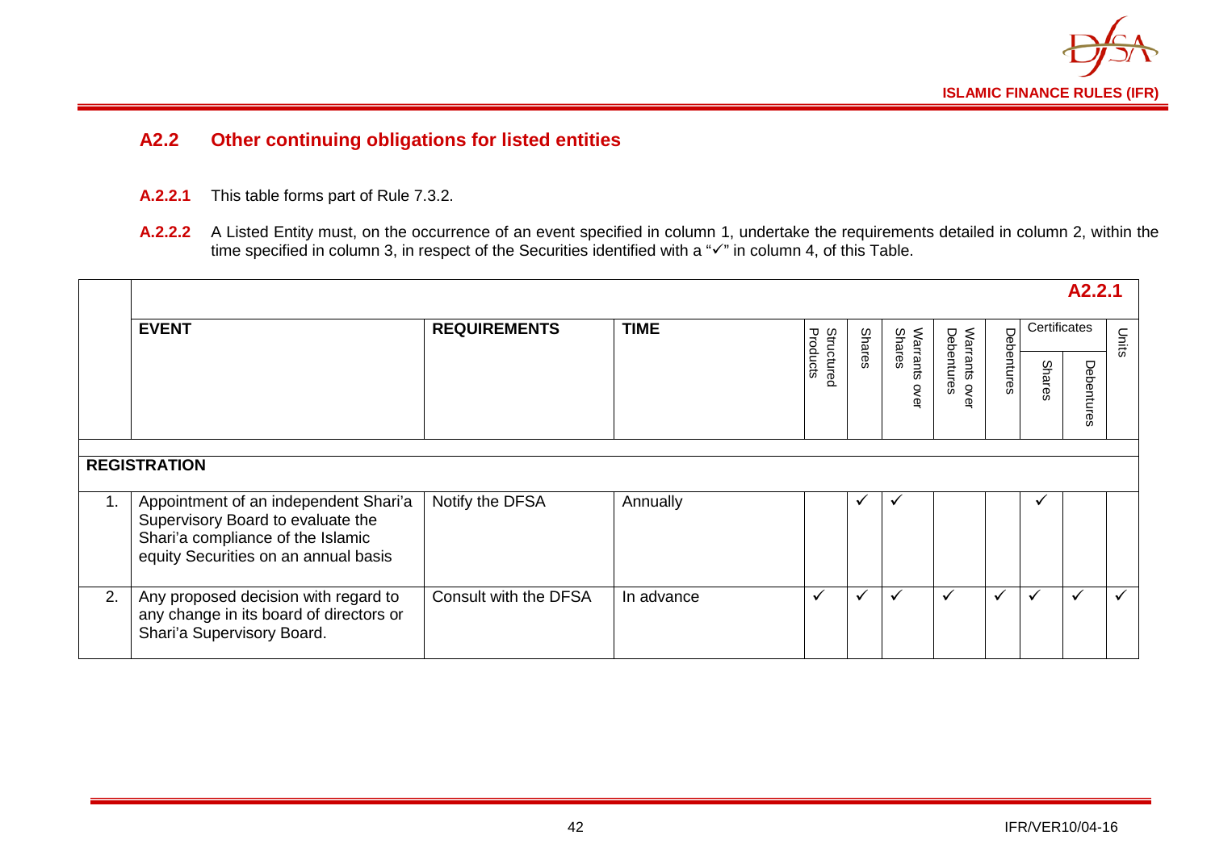## A2.2 Other continuing obligations for listed entities

**A.2.2.1** This table forms part of Rule 7.3.2.

**A.2.2.2** A Listed Entity must, on the occurrence of an event specified in column 1, undertake the requirements detailed in column 2, within the time specified in column 3, in respect of the Securities identified with a "✓" in column 4, of this Table.

**A2.2.1**

| | EVENT | REQUIREMENTS | TIME | Structured Products | Shares | Warrants over Shares | Warrants over Debentures | Debentures | Certificates | | Units |
|---|---|---|---|---|---|---|---|---|---|---|---|
| | | | | | | | | | Shares | Debentures | |
| **REGISTRATION** | | | | | | | | | | | |
| 1. | Appointment of an independent Shari'a Supervisory Board to evaluate the Shari'a compliance of the Islamic equity Securities on an annual basis | Notify the DFSA | Annually | | ✓ | ✓ | | | ✓ | | |
| 2. | Any proposed decision with regard to any change in its board of directors or Shari'a Supervisory Board. | Consult with the DFSA | In advance | ✓ | ✓ | ✓ | ✓ | ✓ | ✓ | ✓ | ✓ |